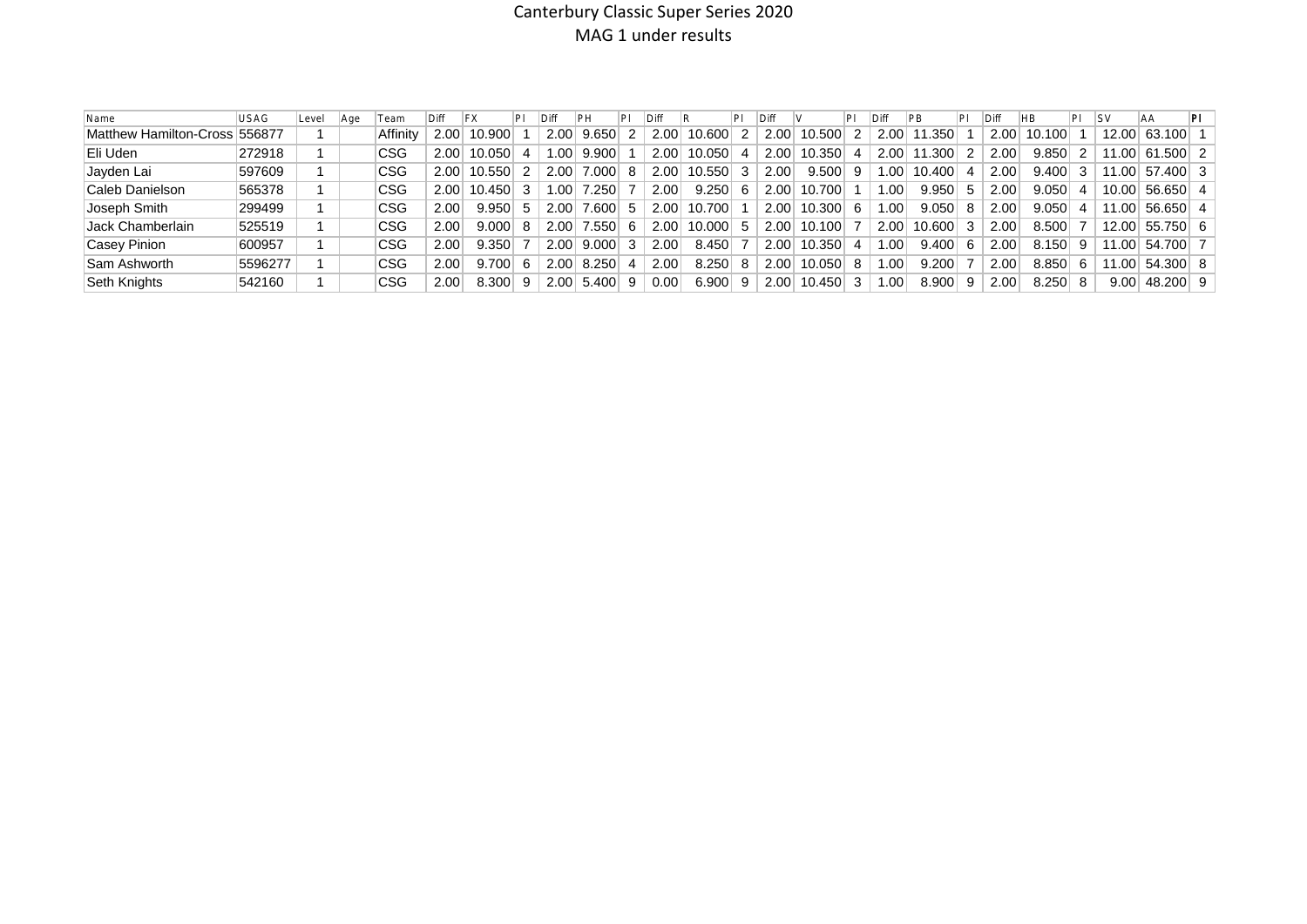# Canterbury Classic Super Series 2020

## MAG 1 under results

| Name | USAG | Level | Age | Team | Diff | FX | Pl | Diff | PH | Pl | Diff | R | Pl | Diff | V | Pl | Diff | PB | Pl | Diff | HB | Pl | SV | AA | Pl |
|---|---|---|---|---|---|---|---|---|---|---|---|---|---|---|---|---|---|---|---|---|---|---|---|---|---|
| Matthew Hamilton-Cross | 556877 | 1 | | Affinity | 2.00 | 10.900 | 1 | 2.00 | 9.650 | 2 | 2.00 | 10.600 | 2 | 2.00 | 10.500 | 2 | 2.00 | 11.350 | 1 | 2.00 | 10.100 | 1 | 12.00 | 63.100 | 1 |
| Eli Uden | 272918 | 1 | | CSG | 2.00 | 10.050 | 4 | 1.00 | 9.900 | 1 | 2.00 | 10.050 | 4 | 2.00 | 10.350 | 4 | 2.00 | 11.300 | 2 | 2.00 | 9.850 | 2 | 11.00 | 61.500 | 2 |
| Jayden Lai | 597609 | 1 | | CSG | 2.00 | 10.550 | 2 | 2.00 | 7.000 | 8 | 2.00 | 10.550 | 3 | 2.00 | 9.500 | 9 | 1.00 | 10.400 | 4 | 2.00 | 9.400 | 3 | 11.00 | 57.400 | 3 |
| Caleb Danielson | 565378 | 1 | | CSG | 2.00 | 10.450 | 3 | 1.00 | 7.250 | 7 | 2.00 | 9.250 | 6 | 2.00 | 10.700 | 1 | 1.00 | 9.950 | 5 | 2.00 | 9.050 | 4 | 10.00 | 56.650 | 4 |
| Joseph Smith | 299499 | 1 | | CSG | 2.00 | 9.950 | 5 | 2.00 | 7.600 | 5 | 2.00 | 10.700 | 1 | 2.00 | 10.300 | 6 | 1.00 | 9.050 | 8 | 2.00 | 9.050 | 4 | 11.00 | 56.650 | 4 |
| Jack Chamberlain | 525519 | 1 | | CSG | 2.00 | 9.000 | 8 | 2.00 | 7.550 | 6 | 2.00 | 10.000 | 5 | 2.00 | 10.100 | 7 | 2.00 | 10.600 | 3 | 2.00 | 8.500 | 7 | 12.00 | 55.750 | 6 |
| Casey Pinion | 600957 | 1 | | CSG | 2.00 | 9.350 | 7 | 2.00 | 9.000 | 3 | 2.00 | 8.450 | 7 | 2.00 | 10.350 | 4 | 1.00 | 9.400 | 6 | 2.00 | 8.150 | 9 | 11.00 | 54.700 | 7 |
| Sam Ashworth | 5596277 | 1 | | CSG | 2.00 | 9.700 | 6 | 2.00 | 8.250 | 4 | 2.00 | 8.250 | 8 | 2.00 | 10.050 | 8 | 1.00 | 9.200 | 7 | 2.00 | 8.850 | 6 | 11.00 | 54.300 | 8 |
| Seth Knights | 542160 | 1 | | CSG | 2.00 | 8.300 | 9 | 2.00 | 5.400 | 9 | 0.00 | 6.900 | 9 | 2.00 | 10.450 | 3 | 1.00 | 8.900 | 9 | 2.00 | 8.250 | 8 | 9.00 | 48.200 | 9 |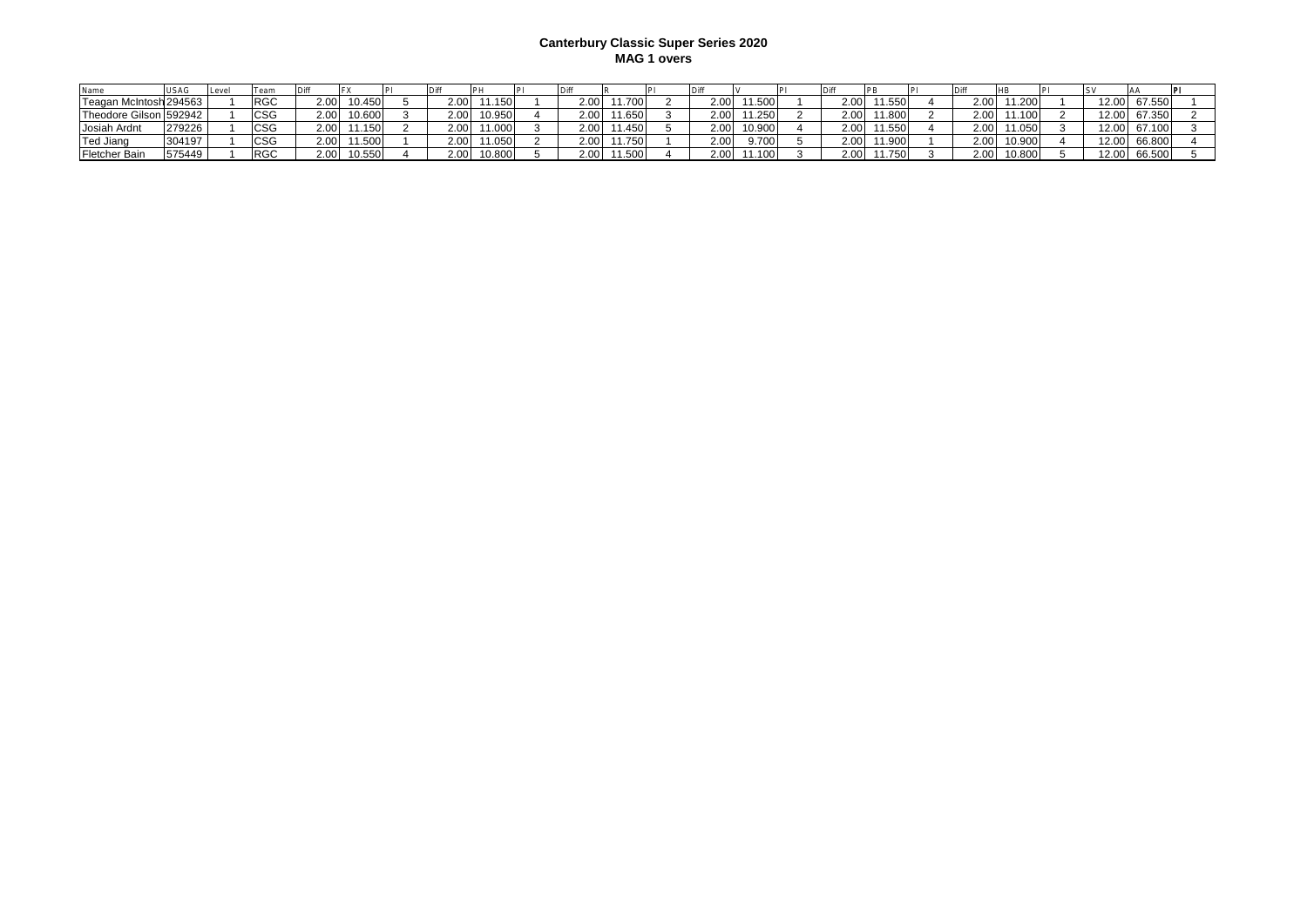**Canterbury Classic Super Series 2020**
**MAG 1 overs**

| Name | USAG | Level | Team | Diff | FX | Pl | Diff | PH | Pl | Diff | R | Pl | Diff | V | Pl | Diff | PB | Pl | Diff | HB | Pl | SV | AA | Pl |
|---|---|---|---|---|---|---|---|---|---|---|---|---|---|---|---|---|---|---|---|---|---|---|---|---|
| Teagan McIntosh | 294563 | 1 | RGC | 2.00 | 10.450 | 5 | 2.00 | 11.150 | 1 | 2.00 | 11.700 | 2 | 2.00 | 11.500 | 1 | 2.00 | 11.550 | 4 | 2.00 | 11.200 | 1 | 12.00 | 67.550 | 1 |
| Theodore Gilson | 592942 | 1 | CSG | 2.00 | 10.600 | 3 | 2.00 | 10.950 | 4 | 2.00 | 11.650 | 3 | 2.00 | 11.250 | 2 | 2.00 | 11.800 | 2 | 2.00 | 11.100 | 2 | 12.00 | 67.350 | 2 |
| Josiah Ardnt | 279226 | 1 | CSG | 2.00 | 11.150 | 2 | 2.00 | 11.000 | 3 | 2.00 | 11.450 | 5 | 2.00 | 10.900 | 4 | 2.00 | 11.550 | 4 | 2.00 | 11.050 | 3 | 12.00 | 67.100 | 3 |
| Ted Jiang | 304197 | 1 | CSG | 2.00 | 11.500 | 1 | 2.00 | 11.050 | 2 | 2.00 | 11.750 | 1 | 2.00 | 9.700 | 5 | 2.00 | 11.900 | 1 | 2.00 | 10.900 | 4 | 12.00 | 66.800 | 4 |
| Fletcher Bain | 575449 | 1 | RGC | 2.00 | 10.550 | 4 | 2.00 | 10.800 | 5 | 2.00 | 11.500 | 4 | 2.00 | 11.100 | 3 | 2.00 | 11.750 | 3 | 2.00 | 10.800 | 5 | 12.00 | 66.500 | 5 |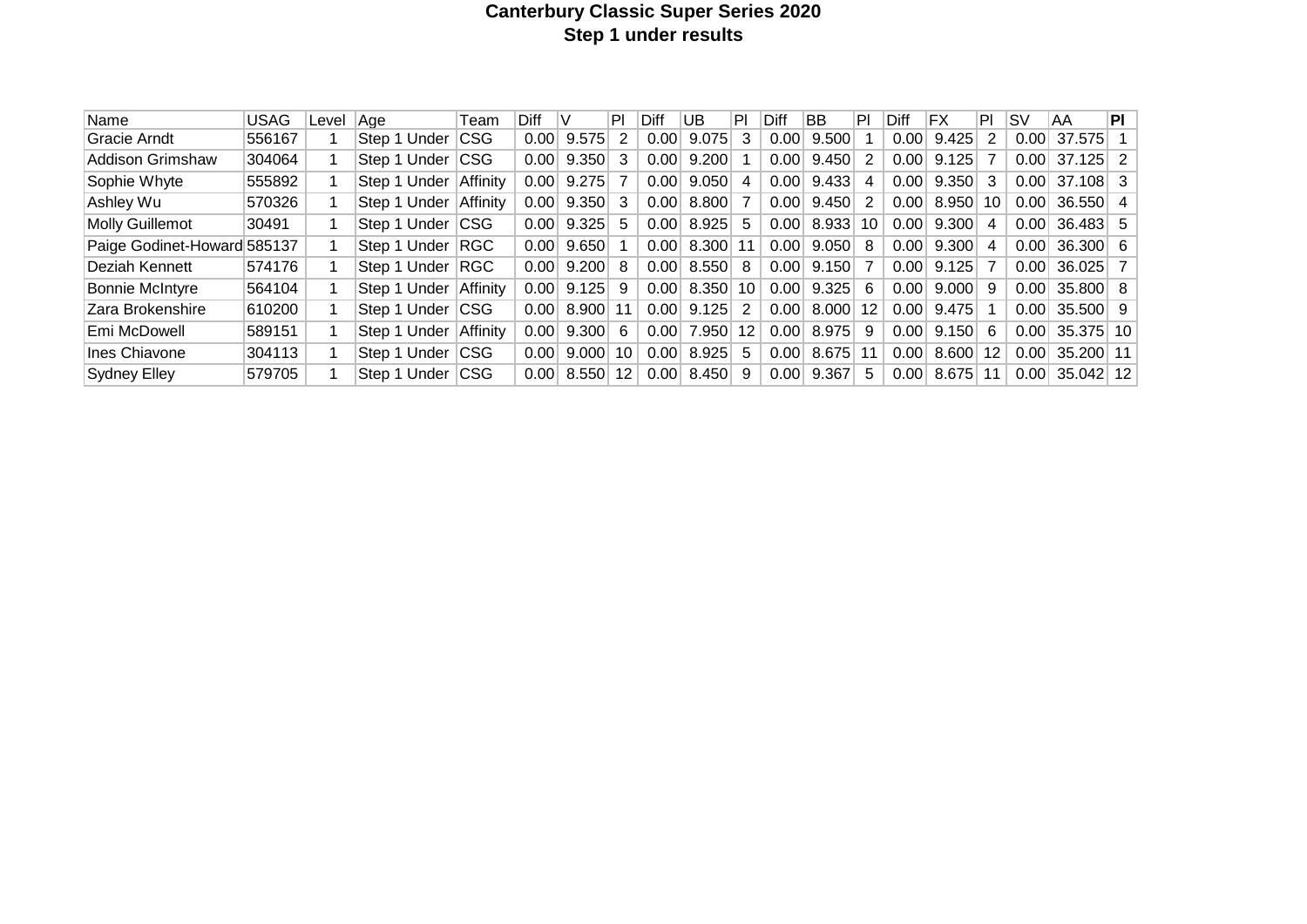# Canterbury Classic Super Series 2020

## Step 1 under results

| Name | USAG | Level | Age | Team | Diff | V | Pl | Diff | UB | Pl | Diff | BB | Pl | Diff | FX | Pl | SV | AA | **Pl** |
|---|---|---|---|---|---|---|---|---|---|---|---|---|---|---|---|---|---|---|---|
| Gracie Arndt | 556167 | 1 | Step 1 Under | CSG | 0.00 | 9.575 | 2 | 0.00 | 9.075 | 3 | 0.00 | 9.500 | 1 | 0.00 | 9.425 | 2 | 0.00 | 37.575 | 1 |
| Addison Grimshaw | 304064 | 1 | Step 1 Under | CSG | 0.00 | 9.350 | 3 | 0.00 | 9.200 | 1 | 0.00 | 9.450 | 2 | 0.00 | 9.125 | 7 | 0.00 | 37.125 | 2 |
| Sophie Whyte | 555892 | 1 | Step 1 Under | Affinity | 0.00 | 9.275 | 7 | 0.00 | 9.050 | 4 | 0.00 | 9.433 | 4 | 0.00 | 9.350 | 3 | 0.00 | 37.108 | 3 |
| Ashley Wu | 570326 | 1 | Step 1 Under | Affinity | 0.00 | 9.350 | 3 | 0.00 | 8.800 | 7 | 0.00 | 9.450 | 2 | 0.00 | 8.950 | 10 | 0.00 | 36.550 | 4 |
| Molly Guillemot | 30491 | 1 | Step 1 Under | CSG | 0.00 | 9.325 | 5 | 0.00 | 8.925 | 5 | 0.00 | 8.933 | 10 | 0.00 | 9.300 | 4 | 0.00 | 36.483 | 5 |
| Paige Godinet-Howard | 585137 | 1 | Step 1 Under | RGC | 0.00 | 9.650 | 1 | 0.00 | 8.300 | 11 | 0.00 | 9.050 | 8 | 0.00 | 9.300 | 4 | 0.00 | 36.300 | 6 |
| Deziah Kennett | 574176 | 1 | Step 1 Under | RGC | 0.00 | 9.200 | 8 | 0.00 | 8.550 | 8 | 0.00 | 9.150 | 7 | 0.00 | 9.125 | 7 | 0.00 | 36.025 | 7 |
| Bonnie McIntyre | 564104 | 1 | Step 1 Under | Affinity | 0.00 | 9.125 | 9 | 0.00 | 8.350 | 10 | 0.00 | 9.325 | 6 | 0.00 | 9.000 | 9 | 0.00 | 35.800 | 8 |
| Zara Brokenshire | 610200 | 1 | Step 1 Under | CSG | 0.00 | 8.900 | 11 | 0.00 | 9.125 | 2 | 0.00 | 8.000 | 12 | 0.00 | 9.475 | 1 | 0.00 | 35.500 | 9 |
| Emi McDowell | 589151 | 1 | Step 1 Under | Affinity | 0.00 | 9.300 | 6 | 0.00 | 7.950 | 12 | 0.00 | 8.975 | 9 | 0.00 | 9.150 | 6 | 0.00 | 35.375 | 10 |
| Ines Chiavone | 304113 | 1 | Step 1 Under | CSG | 0.00 | 9.000 | 10 | 0.00 | 8.925 | 5 | 0.00 | 8.675 | 11 | 0.00 | 8.600 | 12 | 0.00 | 35.200 | 11 |
| Sydney Elley | 579705 | 1 | Step 1 Under | CSG | 0.00 | 8.550 | 12 | 0.00 | 8.450 | 9 | 0.00 | 9.367 | 5 | 0.00 | 8.675 | 11 | 0.00 | 35.042 | 12 |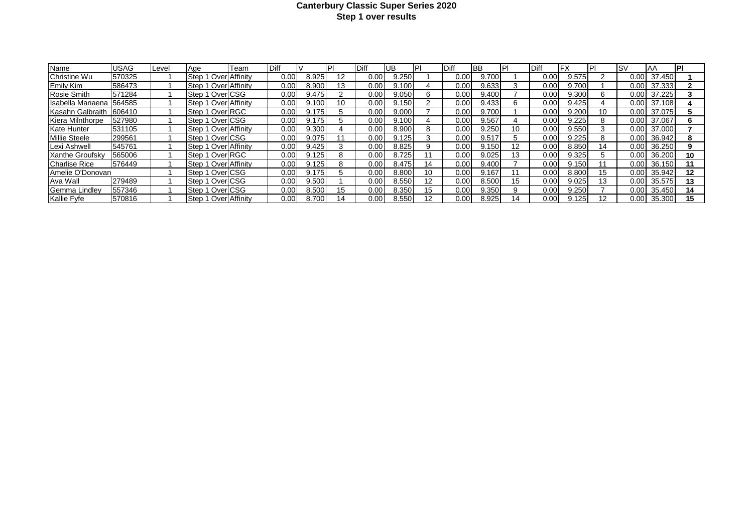# Canterbury Classic Super Series 2020

## Step 1 over results

| Name | USAG | Level | Age | Team | Diff | V | Pl | Diff | UB | Pl | Diff | BB | Pl | Diff | FX | Pl | SV | AA | Pl |
|---|---|---|---|---|---|---|---|---|---|---|---|---|---|---|---|---|---|---|---|
| Christine Wu | 570325 | 1 | Step 1 Over | Affinity | 0.00 | 8.925 | 12 | 0.00 | 9.250 | 1 | 0.00 | 9.700 | 1 | 0.00 | 9.575 | 2 | 0.00 | 37.450 | **1** |
| Emily Kim | 586473 | 1 | Step 1 Over | Affinity | 0.00 | 8.900 | 13 | 0.00 | 9.100 | 4 | 0.00 | 9.633 | 3 | 0.00 | 9.700 | 1 | 0.00 | 37.333 | **2** |
| Rosie Smith | 571284 | 1 | Step 1 Over | CSG | 0.00 | 9.475 | 2 | 0.00 | 9.050 | 6 | 0.00 | 9.400 | 7 | 0.00 | 9.300 | 6 | 0.00 | 37.225 | **3** |
| Isabella Manaena | 564585 | 1 | Step 1 Over | Affinity | 0.00 | 9.100 | 10 | 0.00 | 9.150 | 2 | 0.00 | 9.433 | 6 | 0.00 | 9.425 | 4 | 0.00 | 37.108 | **4** |
| Kasahn Galbraith | 606410 | 1 | Step 1 Over | RGC | 0.00 | 9.175 | 5 | 0.00 | 9.000 | 7 | 0.00 | 9.700 | 1 | 0.00 | 9.200 | 10 | 0.00 | 37.075 | **5** |
| Kiera Milnthorpe | 527980 | 1 | Step 1 Over | CSG | 0.00 | 9.175 | 5 | 0.00 | 9.100 | 4 | 0.00 | 9.567 | 4 | 0.00 | 9.225 | 8 | 0.00 | 37.067 | **6** |
| Kate Hunter | 531105 | 1 | Step 1 Over | Affinity | 0.00 | 9.300 | 4 | 0.00 | 8.900 | 8 | 0.00 | 9.250 | 10 | 0.00 | 9.550 | 3 | 0.00 | 37.000 | **7** |
| Millie Steele | 299561 | 1 | Step 1 Over | CSG | 0.00 | 9.075 | 11 | 0.00 | 9.125 | 3 | 0.00 | 9.517 | 5 | 0.00 | 9.225 | 8 | 0.00 | 36.942 | **8** |
| Lexi Ashwell | 545761 | 1 | Step 1 Over | Affinity | 0.00 | 9.425 | 3 | 0.00 | 8.825 | 9 | 0.00 | 9.150 | 12 | 0.00 | 8.850 | 14 | 0.00 | 36.250 | **9** |
| Xanthe Groufsky | 565006 | 1 | Step 1 Over | RGC | 0.00 | 9.125 | 8 | 0.00 | 8.725 | 11 | 0.00 | 9.025 | 13 | 0.00 | 9.325 | 5 | 0.00 | 36.200 | **10** |
| Charlise Rice | 576449 | 1 | Step 1 Over | Affinity | 0.00 | 9.125 | 8 | 0.00 | 8.475 | 14 | 0.00 | 9.400 | 7 | 0.00 | 9.150 | 11 | 0.00 | 36.150 | **11** |
| Amelie O'Donovan | | 1 | Step 1 Over | CSG | 0.00 | 9.175 | 5 | 0.00 | 8.800 | 10 | 0.00 | 9.167 | 11 | 0.00 | 8.800 | 15 | 0.00 | 35.942 | **12** |
| Ava Wall | 279489 | 1 | Step 1 Over | CSG | 0.00 | 9.500 | 1 | 0.00 | 8.550 | 12 | 0.00 | 8.500 | 15 | 0.00 | 9.025 | 13 | 0.00 | 35.575 | **13** |
| Gemma Lindley | 557346 | 1 | Step 1 Over | CSG | 0.00 | 8.500 | 15 | 0.00 | 8.350 | 15 | 0.00 | 9.350 | 9 | 0.00 | 9.250 | 7 | 0.00 | 35.450 | **14** |
| Kallie Fyfe | 570816 | 1 | Step 1 Over | Affinity | 0.00 | 8.700 | 14 | 0.00 | 8.550 | 12 | 0.00 | 8.925 | 14 | 0.00 | 9.125 | 12 | 0.00 | 35.300 | **15** |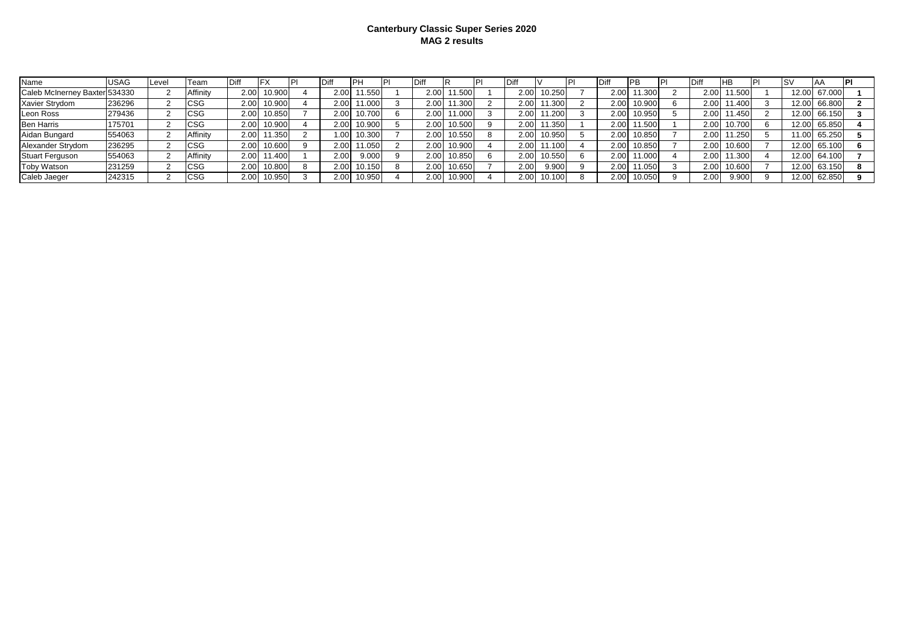**Canterbury Classic Super Series 2020**
**MAG 2 results**

| Name | USAG | Level | Team | Diff | FX | Pl | Diff | PH | Pl | Diff | R | Pl | Diff | V | Pl | Diff | PB | Pl | Diff | HB | Pl | SV | AA | Pl |
|---|---|---|---|---|---|---|---|---|---|---|---|---|---|---|---|---|---|---|---|---|---|---|---|---|
| Caleb McInerney Baxter | 534330 | 2 | Affinity | 2.00 | 10.900 | 4 | 2.00 | 11.550 | 1 | 2.00 | 11.500 | 1 | 2.00 | 10.250 | 7 | 2.00 | 11.300 | 2 | 2.00 | 11.500 | 1 | 12.00 | 67.000 | **1** |
| Xavier Strydom | 236296 | 2 | CSG | 2.00 | 10.900 | 4 | 2.00 | 11.000 | 3 | 2.00 | 11.300 | 2 | 2.00 | 11.300 | 2 | 2.00 | 10.900 | 6 | 2.00 | 11.400 | 3 | 12.00 | 66.800 | **2** |
| Leon Ross | 279436 | 2 | CSG | 2.00 | 10.850 | 7 | 2.00 | 10.700 | 6 | 2.00 | 11.000 | 3 | 2.00 | 11.200 | 3 | 2.00 | 10.950 | 5 | 2.00 | 11.450 | 2 | 12.00 | 66.150 | **3** |
| Ben Harris | 175701 | 2 | CSG | 2.00 | 10.900 | 4 | 2.00 | 10.900 | 5 | 2.00 | 10.500 | 9 | 2.00 | 11.350 | 1 | 2.00 | 11.500 | 1 | 2.00 | 10.700 | 6 | 12.00 | 65.850 | **4** |
| Aidan Bungard | 554063 | 2 | Affinity | 2.00 | 11.350 | 2 | 1.00 | 10.300 | 7 | 2.00 | 10.550 | 8 | 2.00 | 10.950 | 5 | 2.00 | 10.850 | 7 | 2.00 | 11.250 | 5 | 11.00 | 65.250 | **5** |
| Alexander Strydom | 236295 | 2 | CSG | 2.00 | 10.600 | 9 | 2.00 | 11.050 | 2 | 2.00 | 10.900 | 4 | 2.00 | 11.100 | 4 | 2.00 | 10.850 | 7 | 2.00 | 10.600 | 7 | 12.00 | 65.100 | **6** |
| Stuart Ferguson | 554063 | 2 | Affinity | 2.00 | 11.400 | 1 | 2.00 | 9.000 | 9 | 2.00 | 10.850 | 6 | 2.00 | 10.550 | 6 | 2.00 | 11.000 | 4 | 2.00 | 11.300 | 4 | 12.00 | 64.100 | **7** |
| Toby Watson | 231259 | 2 | CSG | 2.00 | 10.800 | 8 | 2.00 | 10.150 | 8 | 2.00 | 10.650 | 7 | 2.00 | 9.900 | 9 | 2.00 | 11.050 | 3 | 2.00 | 10.600 | 7 | 12.00 | 63.150 | **8** |
| Caleb Jaeger | 242315 | 2 | CSG | 2.00 | 10.950 | 3 | 2.00 | 10.950 | 4 | 2.00 | 10.900 | 4 | 2.00 | 10.100 | 8 | 2.00 | 10.050 | 9 | 2.00 | 9.900 | 9 | 12.00 | 62.850 | **9** |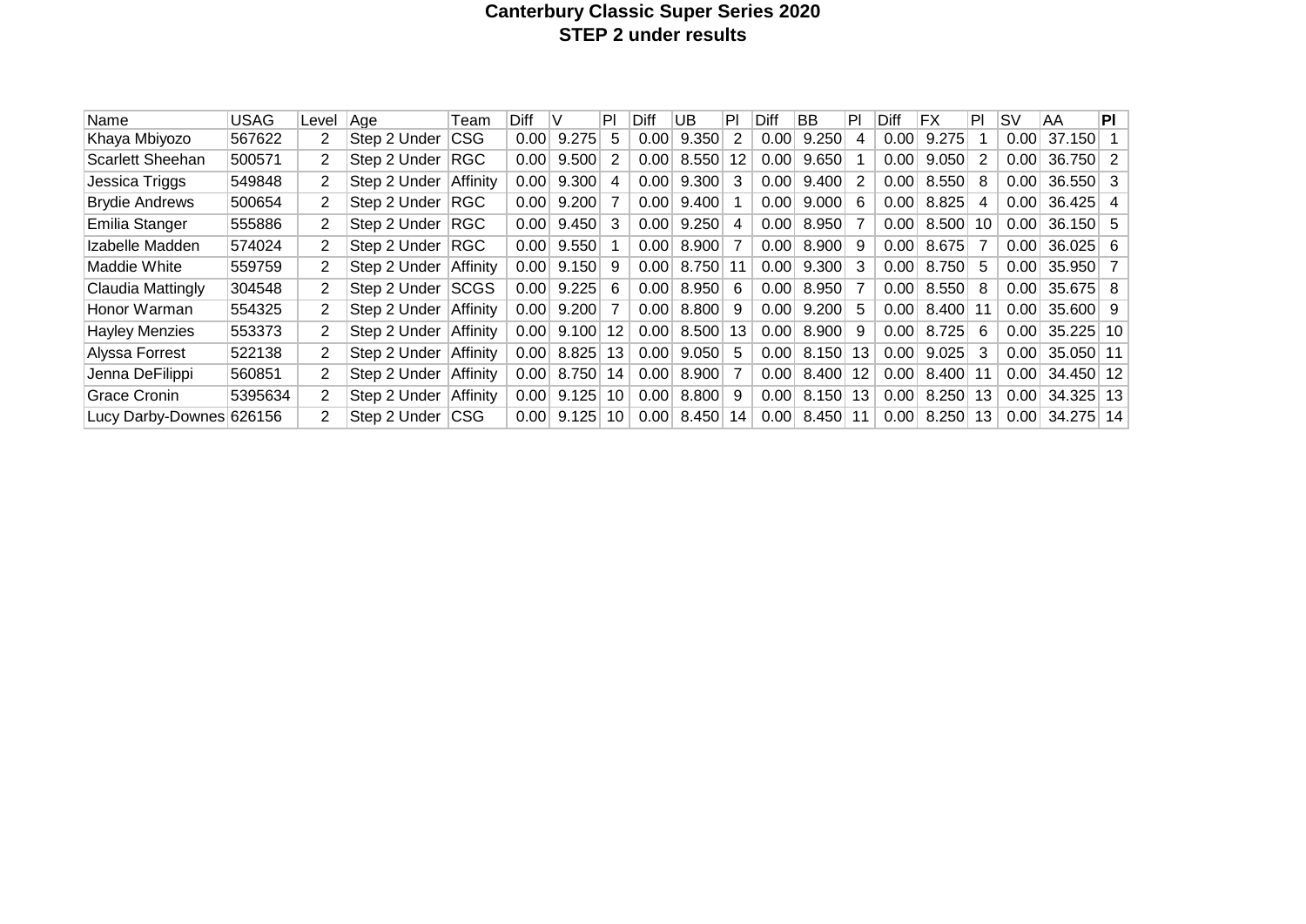# Canterbury Classic Super Series 2020
## STEP 2 under results

| Name | USAG | Level | Age | Team | Diff | V | Pl | Diff | UB | Pl | Diff | BB | Pl | Diff | FX | Pl | SV | AA | **Pl** |
|---|---|---|---|---|---|---|---|---|---|---|---|---|---|---|---|---|---|---|---|
| Khaya Mbiyozo | 567622 | 2 | Step 2 Under | CSG | 0.00 | 9.275 | 5 | 0.00 | 9.350 | 2 | 0.00 | 9.250 | 4 | 0.00 | 9.275 | 1 | 0.00 | 37.150 | 1 |
| Scarlett Sheehan | 500571 | 2 | Step 2 Under | RGC | 0.00 | 9.500 | 2 | 0.00 | 8.550 | 12 | 0.00 | 9.650 | 1 | 0.00 | 9.050 | 2 | 0.00 | 36.750 | 2 |
| Jessica Triggs | 549848 | 2 | Step 2 Under | Affinity | 0.00 | 9.300 | 4 | 0.00 | 9.300 | 3 | 0.00 | 9.400 | 2 | 0.00 | 8.550 | 8 | 0.00 | 36.550 | 3 |
| Brydie Andrews | 500654 | 2 | Step 2 Under | RGC | 0.00 | 9.200 | 7 | 0.00 | 9.400 | 1 | 0.00 | 9.000 | 6 | 0.00 | 8.825 | 4 | 0.00 | 36.425 | 4 |
| Emilia Stanger | 555886 | 2 | Step 2 Under | RGC | 0.00 | 9.450 | 3 | 0.00 | 9.250 | 4 | 0.00 | 8.950 | 7 | 0.00 | 8.500 | 10 | 0.00 | 36.150 | 5 |
| Izabelle Madden | 574024 | 2 | Step 2 Under | RGC | 0.00 | 9.550 | 1 | 0.00 | 8.900 | 7 | 0.00 | 8.900 | 9 | 0.00 | 8.675 | 7 | 0.00 | 36.025 | 6 |
| Maddie White | 559759 | 2 | Step 2 Under | Affinity | 0.00 | 9.150 | 9 | 0.00 | 8.750 | 11 | 0.00 | 9.300 | 3 | 0.00 | 8.750 | 5 | 0.00 | 35.950 | 7 |
| Claudia Mattingly | 304548 | 2 | Step 2 Under | SCGS | 0.00 | 9.225 | 6 | 0.00 | 8.950 | 6 | 0.00 | 8.950 | 7 | 0.00 | 8.550 | 8 | 0.00 | 35.675 | 8 |
| Honor Warman | 554325 | 2 | Step 2 Under | Affinity | 0.00 | 9.200 | 7 | 0.00 | 8.800 | 9 | 0.00 | 9.200 | 5 | 0.00 | 8.400 | 11 | 0.00 | 35.600 | 9 |
| Hayley Menzies | 553373 | 2 | Step 2 Under | Affinity | 0.00 | 9.100 | 12 | 0.00 | 8.500 | 13 | 0.00 | 8.900 | 9 | 0.00 | 8.725 | 6 | 0.00 | 35.225 | 10 |
| Alyssa Forrest | 522138 | 2 | Step 2 Under | Affinity | 0.00 | 8.825 | 13 | 0.00 | 9.050 | 5 | 0.00 | 8.150 | 13 | 0.00 | 9.025 | 3 | 0.00 | 35.050 | 11 |
| Jenna DeFilippi | 560851 | 2 | Step 2 Under | Affinity | 0.00 | 8.750 | 14 | 0.00 | 8.900 | 7 | 0.00 | 8.400 | 12 | 0.00 | 8.400 | 11 | 0.00 | 34.450 | 12 |
| Grace Cronin | 5395634 | 2 | Step 2 Under | Affinity | 0.00 | 9.125 | 10 | 0.00 | 8.800 | 9 | 0.00 | 8.150 | 13 | 0.00 | 8.250 | 13 | 0.00 | 34.325 | 13 |
| Lucy Darby-Downes | 626156 | 2 | Step 2 Under | CSG | 0.00 | 9.125 | 10 | 0.00 | 8.450 | 14 | 0.00 | 8.450 | 11 | 0.00 | 8.250 | 13 | 0.00 | 34.275 | 14 |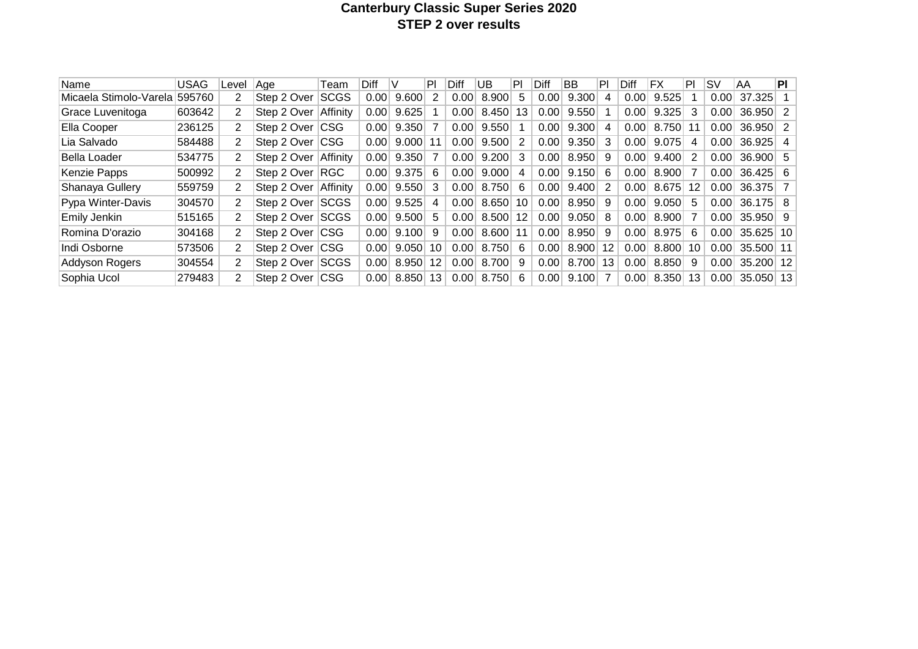# Canterbury Classic Super Series 2020
## STEP 2 over results

| Name | USAG | Level | Age | Team | Diff | V | Pl | Diff | UB | Pl | Diff | BB | Pl | Diff | FX | Pl | SV | AA | **Pl** |
|---|---|---|---|---|---|---|---|---|---|---|---|---|---|---|---|---|---|---|---|
| Micaela Stimolo-Varela | 595760 | 2 | Step 2 Over | SCGS | 0.00 | 9.600 | 2 | 0.00 | 8.900 | 5 | 0.00 | 9.300 | 4 | 0.00 | 9.525 | 1 | 0.00 | 37.325 | 1 |
| Grace Luvenitoga | 603642 | 2 | Step 2 Over | Affinity | 0.00 | 9.625 | 1 | 0.00 | 8.450 | 13 | 0.00 | 9.550 | 1 | 0.00 | 9.325 | 3 | 0.00 | 36.950 | 2 |
| Ella Cooper | 236125 | 2 | Step 2 Over | CSG | 0.00 | 9.350 | 7 | 0.00 | 9.550 | 1 | 0.00 | 9.300 | 4 | 0.00 | 8.750 | 11 | 0.00 | 36.950 | 2 |
| Lia Salvado | 584488 | 2 | Step 2 Over | CSG | 0.00 | 9.000 | 11 | 0.00 | 9.500 | 2 | 0.00 | 9.350 | 3 | 0.00 | 9.075 | 4 | 0.00 | 36.925 | 4 |
| Bella Loader | 534775 | 2 | Step 2 Over | Affinity | 0.00 | 9.350 | 7 | 0.00 | 9.200 | 3 | 0.00 | 8.950 | 9 | 0.00 | 9.400 | 2 | 0.00 | 36.900 | 5 |
| Kenzie Papps | 500992 | 2 | Step 2 Over | RGC | 0.00 | 9.375 | 6 | 0.00 | 9.000 | 4 | 0.00 | 9.150 | 6 | 0.00 | 8.900 | 7 | 0.00 | 36.425 | 6 |
| Shanaya Gullery | 559759 | 2 | Step 2 Over | Affinity | 0.00 | 9.550 | 3 | 0.00 | 8.750 | 6 | 0.00 | 9.400 | 2 | 0.00 | 8.675 | 12 | 0.00 | 36.375 | 7 |
| Pypa Winter-Davis | 304570 | 2 | Step 2 Over | SCGS | 0.00 | 9.525 | 4 | 0.00 | 8.650 | 10 | 0.00 | 8.950 | 9 | 0.00 | 9.050 | 5 | 0.00 | 36.175 | 8 |
| Emily Jenkin | 515165 | 2 | Step 2 Over | SCGS | 0.00 | 9.500 | 5 | 0.00 | 8.500 | 12 | 0.00 | 9.050 | 8 | 0.00 | 8.900 | 7 | 0.00 | 35.950 | 9 |
| Romina D'orazio | 304168 | 2 | Step 2 Over | CSG | 0.00 | 9.100 | 9 | 0.00 | 8.600 | 11 | 0.00 | 8.950 | 9 | 0.00 | 8.975 | 6 | 0.00 | 35.625 | 10 |
| Indi Osborne | 573506 | 2 | Step 2 Over | CSG | 0.00 | 9.050 | 10 | 0.00 | 8.750 | 6 | 0.00 | 8.900 | 12 | 0.00 | 8.800 | 10 | 0.00 | 35.500 | 11 |
| Addyson Rogers | 304554 | 2 | Step 2 Over | SCGS | 0.00 | 8.950 | 12 | 0.00 | 8.700 | 9 | 0.00 | 8.700 | 13 | 0.00 | 8.850 | 9 | 0.00 | 35.200 | 12 |
| Sophia Ucol | 279483 | 2 | Step 2 Over | CSG | 0.00 | 8.850 | 13 | 0.00 | 8.750 | 6 | 0.00 | 9.100 | 7 | 0.00 | 8.350 | 13 | 0.00 | 35.050 | 13 |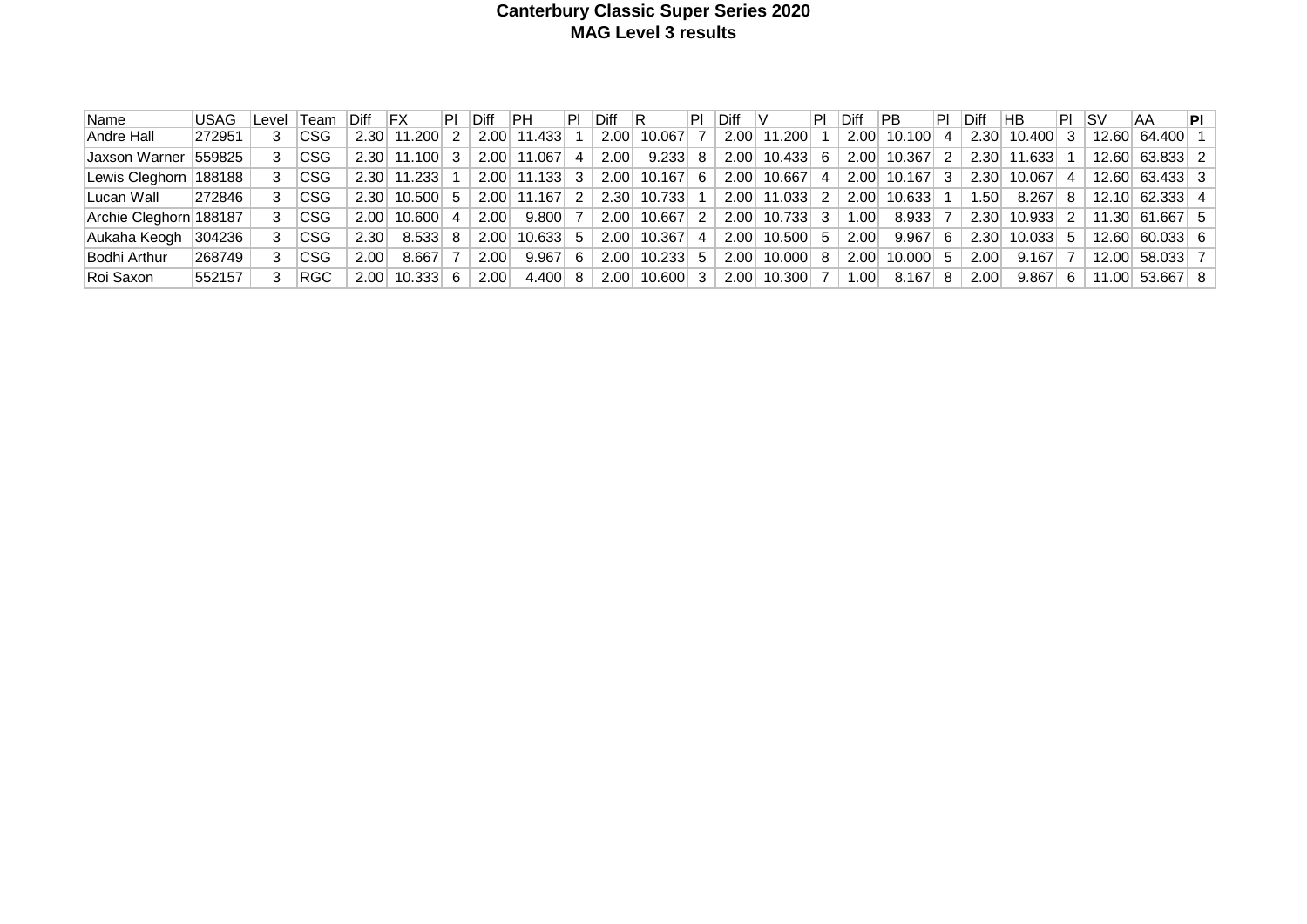# Canterbury Classic Super Series 2020
## MAG Level 3 results

| Name | USAG | Level | Team | Diff | FX | Pl | Diff | PH | Pl | Diff | R | Pl | Diff | V | Pl | Diff | PB | Pl | Diff | HB | Pl | SV | AA | **Pl** |
|---|---|---|---|---|---|---|---|---|---|---|---|---|---|---|---|---|---|---|---|---|---|---|---|---|
| Andre Hall | 272951 | 3 | CSG | 2.30 | 11.200 | 2 | 2.00 | 11.433 | 1 | 2.00 | 10.067 | 7 | 2.00 | 11.200 | 1 | 2.00 | 10.100 | 4 | 2.30 | 10.400 | 3 | 12.60 | 64.400 | 1 |
| Jaxson Warner | 559825 | 3 | CSG | 2.30 | 11.100 | 3 | 2.00 | 11.067 | 4 | 2.00 | 9.233 | 8 | 2.00 | 10.433 | 6 | 2.00 | 10.367 | 2 | 2.30 | 11.633 | 1 | 12.60 | 63.833 | 2 |
| Lewis Cleghorn | 188188 | 3 | CSG | 2.30 | 11.233 | 1 | 2.00 | 11.133 | 3 | 2.00 | 10.167 | 6 | 2.00 | 10.667 | 4 | 2.00 | 10.167 | 3 | 2.30 | 10.067 | 4 | 12.60 | 63.433 | 3 |
| Lucan Wall | 272846 | 3 | CSG | 2.30 | 10.500 | 5 | 2.00 | 11.167 | 2 | 2.30 | 10.733 | 1 | 2.00 | 11.033 | 2 | 2.00 | 10.633 | 1 | 1.50 | 8.267 | 8 | 12.10 | 62.333 | 4 |
| Archie Cleghorn | 188187 | 3 | CSG | 2.00 | 10.600 | 4 | 2.00 | 9.800 | 7 | 2.00 | 10.667 | 2 | 2.00 | 10.733 | 3 | 1.00 | 8.933 | 7 | 2.30 | 10.933 | 2 | 11.30 | 61.667 | 5 |
| Aukaha Keogh | 304236 | 3 | CSG | 2.30 | 8.533 | 8 | 2.00 | 10.633 | 5 | 2.00 | 10.367 | 4 | 2.00 | 10.500 | 5 | 2.00 | 9.967 | 6 | 2.30 | 10.033 | 5 | 12.60 | 60.033 | 6 |
| Bodhi Arthur | 268749 | 3 | CSG | 2.00 | 8.667 | 7 | 2.00 | 9.967 | 6 | 2.00 | 10.233 | 5 | 2.00 | 10.000 | 8 | 2.00 | 10.000 | 5 | 2.00 | 9.167 | 7 | 12.00 | 58.033 | 7 |
| Roi Saxon | 552157 | 3 | RGC | 2.00 | 10.333 | 6 | 2.00 | 4.400 | 8 | 2.00 | 10.600 | 3 | 2.00 | 10.300 | 7 | 1.00 | 8.167 | 8 | 2.00 | 9.867 | 6 | 11.00 | 53.667 | 8 |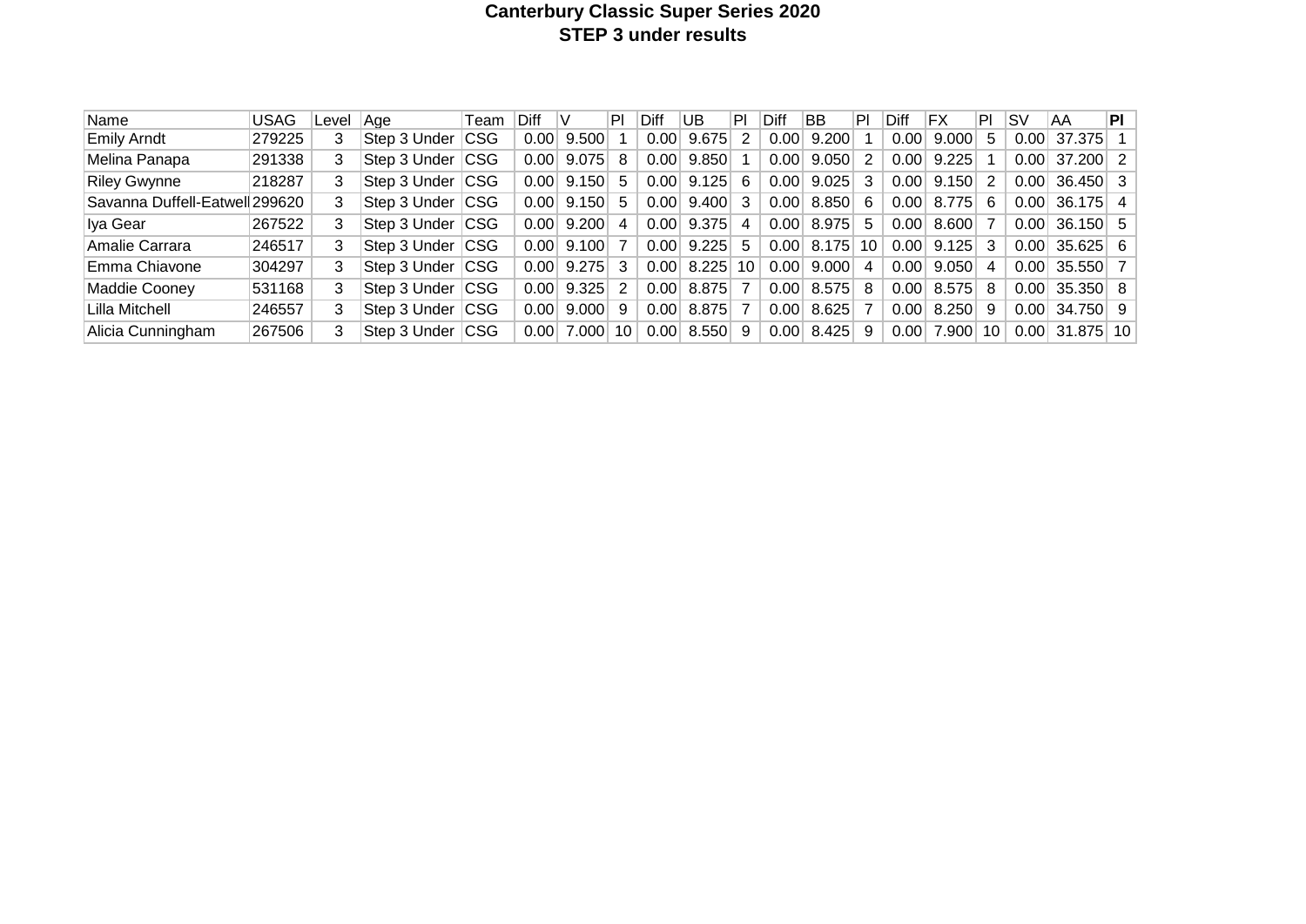# Canterbury Classic Super Series 2020
## STEP 3 under results

| Name | USAG | Level | Age | Team | Diff | V | Pl | Diff | UB | Pl | Diff | BB | Pl | Diff | FX | Pl | SV | AA | **Pl** |
|---|---|---|---|---|---|---|---|---|---|---|---|---|---|---|---|---|---|---|---|
| Emily Arndt | 279225 | 3 | Step 3 Under | CSG | 0.00 | 9.500 | 1 | 0.00 | 9.675 | 2 | 0.00 | 9.200 | 1 | 0.00 | 9.000 | 5 | 0.00 | 37.375 | 1 |
| Melina Panapa | 291338 | 3 | Step 3 Under | CSG | 0.00 | 9.075 | 8 | 0.00 | 9.850 | 1 | 0.00 | 9.050 | 2 | 0.00 | 9.225 | 1 | 0.00 | 37.200 | 2 |
| Riley Gwynne | 218287 | 3 | Step 3 Under | CSG | 0.00 | 9.150 | 5 | 0.00 | 9.125 | 6 | 0.00 | 9.025 | 3 | 0.00 | 9.150 | 2 | 0.00 | 36.450 | 3 |
| Savanna Duffell-Eatwell | 299620 | 3 | Step 3 Under | CSG | 0.00 | 9.150 | 5 | 0.00 | 9.400 | 3 | 0.00 | 8.850 | 6 | 0.00 | 8.775 | 6 | 0.00 | 36.175 | 4 |
| Iya Gear | 267522 | 3 | Step 3 Under | CSG | 0.00 | 9.200 | 4 | 0.00 | 9.375 | 4 | 0.00 | 8.975 | 5 | 0.00 | 8.600 | 7 | 0.00 | 36.150 | 5 |
| Amalie Carrara | 246517 | 3 | Step 3 Under | CSG | 0.00 | 9.100 | 7 | 0.00 | 9.225 | 5 | 0.00 | 8.175 | 10 | 0.00 | 9.125 | 3 | 0.00 | 35.625 | 6 |
| Emma Chiavone | 304297 | 3 | Step 3 Under | CSG | 0.00 | 9.275 | 3 | 0.00 | 8.225 | 10 | 0.00 | 9.000 | 4 | 0.00 | 9.050 | 4 | 0.00 | 35.550 | 7 |
| Maddie Cooney | 531168 | 3 | Step 3 Under | CSG | 0.00 | 9.325 | 2 | 0.00 | 8.875 | 7 | 0.00 | 8.575 | 8 | 0.00 | 8.575 | 8 | 0.00 | 35.350 | 8 |
| Lilla Mitchell | 246557 | 3 | Step 3 Under | CSG | 0.00 | 9.000 | 9 | 0.00 | 8.875 | 7 | 0.00 | 8.625 | 7 | 0.00 | 8.250 | 9 | 0.00 | 34.750 | 9 |
| Alicia Cunningham | 267506 | 3 | Step 3 Under | CSG | 0.00 | 7.000 | 10 | 0.00 | 8.550 | 9 | 0.00 | 8.425 | 9 | 0.00 | 7.900 | 10 | 0.00 | 31.875 | 10 |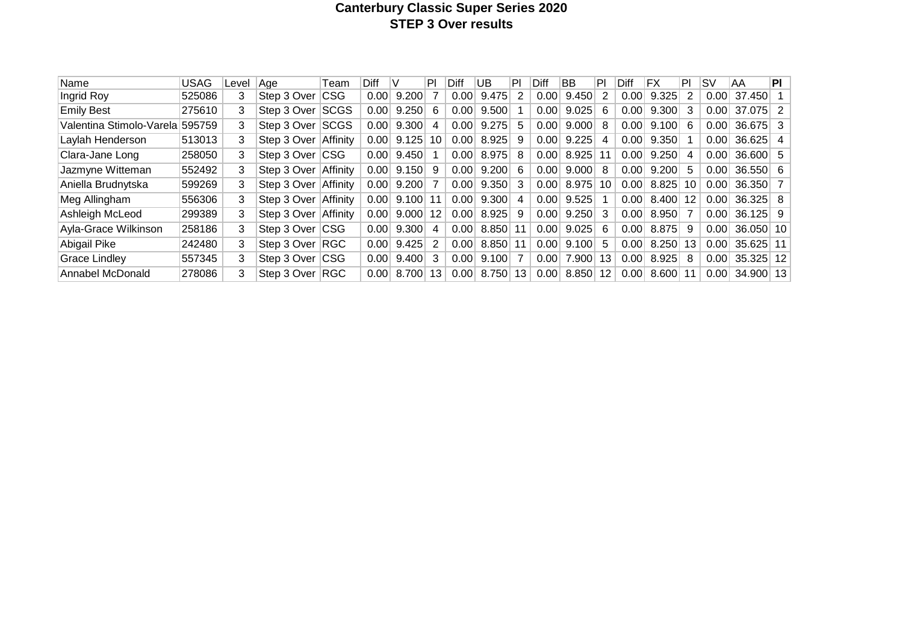# Canterbury Classic Super Series 2020
## STEP 3 Over results

| Name | USAG | Level | Age | Team | Diff | V | Pl | Diff | UB | Pl | Diff | BB | Pl | Diff | FX | Pl | SV | AA | **Pl** |
|---|---|---|---|---|---|---|---|---|---|---|---|---|---|---|---|---|---|---|---|
| Ingrid Roy | 525086 | 3 | Step 3 Over | CSG | 0.00 | 9.200 | 7 | 0.00 | 9.475 | 2 | 0.00 | 9.450 | 2 | 0.00 | 9.325 | 2 | 0.00 | 37.450 | 1 |
| Emily Best | 275610 | 3 | Step 3 Over | SCGS | 0.00 | 9.250 | 6 | 0.00 | 9.500 | 1 | 0.00 | 9.025 | 6 | 0.00 | 9.300 | 3 | 0.00 | 37.075 | 2 |
| Valentina Stimolo-Varela | 595759 | 3 | Step 3 Over | SCGS | 0.00 | 9.300 | 4 | 0.00 | 9.275 | 5 | 0.00 | 9.000 | 8 | 0.00 | 9.100 | 6 | 0.00 | 36.675 | 3 |
| Laylah Henderson | 513013 | 3 | Step 3 Over | Affinity | 0.00 | 9.125 | 10 | 0.00 | 8.925 | 9 | 0.00 | 9.225 | 4 | 0.00 | 9.350 | 1 | 0.00 | 36.625 | 4 |
| Clara-Jane Long | 258050 | 3 | Step 3 Over | CSG | 0.00 | 9.450 | 1 | 0.00 | 8.975 | 8 | 0.00 | 8.925 | 11 | 0.00 | 9.250 | 4 | 0.00 | 36.600 | 5 |
| Jazmyne Witteman | 552492 | 3 | Step 3 Over | Affinity | 0.00 | 9.150 | 9 | 0.00 | 9.200 | 6 | 0.00 | 9.000 | 8 | 0.00 | 9.200 | 5 | 0.00 | 36.550 | 6 |
| Aniella Brudnytska | 599269 | 3 | Step 3 Over | Affinity | 0.00 | 9.200 | 7 | 0.00 | 9.350 | 3 | 0.00 | 8.975 | 10 | 0.00 | 8.825 | 10 | 0.00 | 36.350 | 7 |
| Meg Allingham | 556306 | 3 | Step 3 Over | Affinity | 0.00 | 9.100 | 11 | 0.00 | 9.300 | 4 | 0.00 | 9.525 | 1 | 0.00 | 8.400 | 12 | 0.00 | 36.325 | 8 |
| Ashleigh McLeod | 299389 | 3 | Step 3 Over | Affinity | 0.00 | 9.000 | 12 | 0.00 | 8.925 | 9 | 0.00 | 9.250 | 3 | 0.00 | 8.950 | 7 | 0.00 | 36.125 | 9 |
| Ayla-Grace Wilkinson | 258186 | 3 | Step 3 Over | CSG | 0.00 | 9.300 | 4 | 0.00 | 8.850 | 11 | 0.00 | 9.025 | 6 | 0.00 | 8.875 | 9 | 0.00 | 36.050 | 10 |
| Abigail Pike | 242480 | 3 | Step 3 Over | RGC | 0.00 | 9.425 | 2 | 0.00 | 8.850 | 11 | 0.00 | 9.100 | 5 | 0.00 | 8.250 | 13 | 0.00 | 35.625 | 11 |
| Grace Lindley | 557345 | 3 | Step 3 Over | CSG | 0.00 | 9.400 | 3 | 0.00 | 9.100 | 7 | 0.00 | 7.900 | 13 | 0.00 | 8.925 | 8 | 0.00 | 35.325 | 12 |
| Annabel McDonald | 278086 | 3 | Step 3 Over | RGC | 0.00 | 8.700 | 13 | 0.00 | 8.750 | 13 | 0.00 | 8.850 | 12 | 0.00 | 8.600 | 11 | 0.00 | 34.900 | 13 |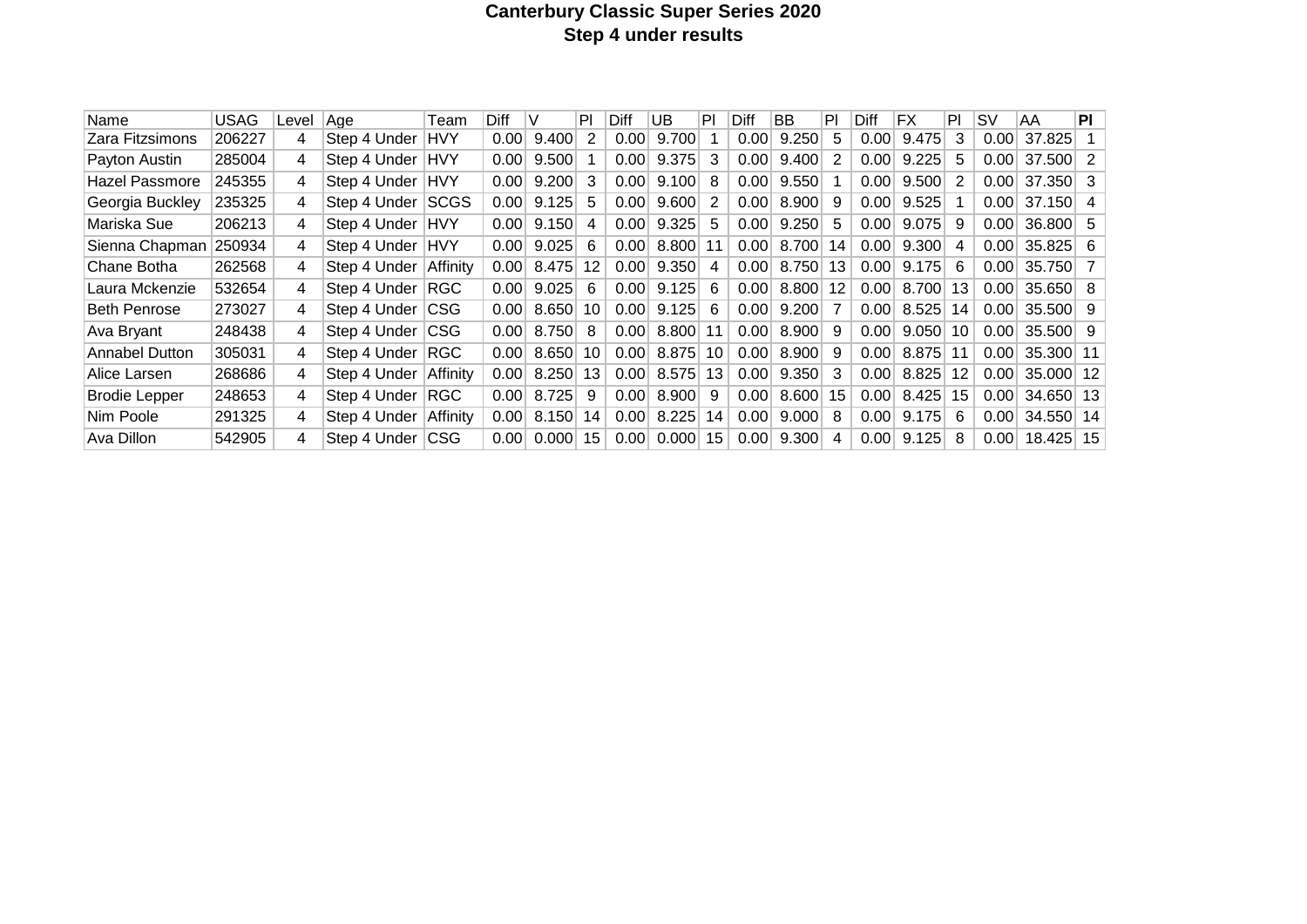# Canterbury Classic Super Series 2020
## Step 4 under results

| Name | USAG | Level | Age | Team | Diff | V | Pl | Diff | UB | Pl | Diff | BB | Pl | Diff | FX | Pl | SV | AA | **Pl** |
|---|---|---|---|---|---|---|---|---|---|---|---|---|---|---|---|---|---|---|---|
| Zara Fitzsimons | 206227 | 4 | Step 4 Under | HVY | 0.00 | 9.400 | 2 | 0.00 | 9.700 | 1 | 0.00 | 9.250 | 5 | 0.00 | 9.475 | 3 | 0.00 | 37.825 | 1 |
| Payton Austin | 285004 | 4 | Step 4 Under | HVY | 0.00 | 9.500 | 1 | 0.00 | 9.375 | 3 | 0.00 | 9.400 | 2 | 0.00 | 9.225 | 5 | 0.00 | 37.500 | 2 |
| Hazel Passmore | 245355 | 4 | Step 4 Under | HVY | 0.00 | 9.200 | 3 | 0.00 | 9.100 | 8 | 0.00 | 9.550 | 1 | 0.00 | 9.500 | 2 | 0.00 | 37.350 | 3 |
| Georgia Buckley | 235325 | 4 | Step 4 Under | SCGS | 0.00 | 9.125 | 5 | 0.00 | 9.600 | 2 | 0.00 | 8.900 | 9 | 0.00 | 9.525 | 1 | 0.00 | 37.150 | 4 |
| Mariska Sue | 206213 | 4 | Step 4 Under | HVY | 0.00 | 9.150 | 4 | 0.00 | 9.325 | 5 | 0.00 | 9.250 | 5 | 0.00 | 9.075 | 9 | 0.00 | 36.800 | 5 |
| Sienna Chapman | 250934 | 4 | Step 4 Under | HVY | 0.00 | 9.025 | 6 | 0.00 | 8.800 | 11 | 0.00 | 8.700 | 14 | 0.00 | 9.300 | 4 | 0.00 | 35.825 | 6 |
| Chane Botha | 262568 | 4 | Step 4 Under | Affinity | 0.00 | 8.475 | 12 | 0.00 | 9.350 | 4 | 0.00 | 8.750 | 13 | 0.00 | 9.175 | 6 | 0.00 | 35.750 | 7 |
| Laura Mckenzie | 532654 | 4 | Step 4 Under | RGC | 0.00 | 9.025 | 6 | 0.00 | 9.125 | 6 | 0.00 | 8.800 | 12 | 0.00 | 8.700 | 13 | 0.00 | 35.650 | 8 |
| Beth Penrose | 273027 | 4 | Step 4 Under | CSG | 0.00 | 8.650 | 10 | 0.00 | 9.125 | 6 | 0.00 | 9.200 | 7 | 0.00 | 8.525 | 14 | 0.00 | 35.500 | 9 |
| Ava Bryant | 248438 | 4 | Step 4 Under | CSG | 0.00 | 8.750 | 8 | 0.00 | 8.800 | 11 | 0.00 | 8.900 | 9 | 0.00 | 9.050 | 10 | 0.00 | 35.500 | 9 |
| Annabel Dutton | 305031 | 4 | Step 4 Under | RGC | 0.00 | 8.650 | 10 | 0.00 | 8.875 | 10 | 0.00 | 8.900 | 9 | 0.00 | 8.875 | 11 | 0.00 | 35.300 | 11 |
| Alice Larsen | 268686 | 4 | Step 4 Under | Affinity | 0.00 | 8.250 | 13 | 0.00 | 8.575 | 13 | 0.00 | 9.350 | 3 | 0.00 | 8.825 | 12 | 0.00 | 35.000 | 12 |
| Brodie Lepper | 248653 | 4 | Step 4 Under | RGC | 0.00 | 8.725 | 9 | 0.00 | 8.900 | 9 | 0.00 | 8.600 | 15 | 0.00 | 8.425 | 15 | 0.00 | 34.650 | 13 |
| Nim Poole | 291325 | 4 | Step 4 Under | Affinity | 0.00 | 8.150 | 14 | 0.00 | 8.225 | 14 | 0.00 | 9.000 | 8 | 0.00 | 9.175 | 6 | 0.00 | 34.550 | 14 |
| Ava Dillon | 542905 | 4 | Step 4 Under | CSG | 0.00 | 0.000 | 15 | 0.00 | 0.000 | 15 | 0.00 | 9.300 | 4 | 0.00 | 9.125 | 8 | 0.00 | 18.425 | 15 |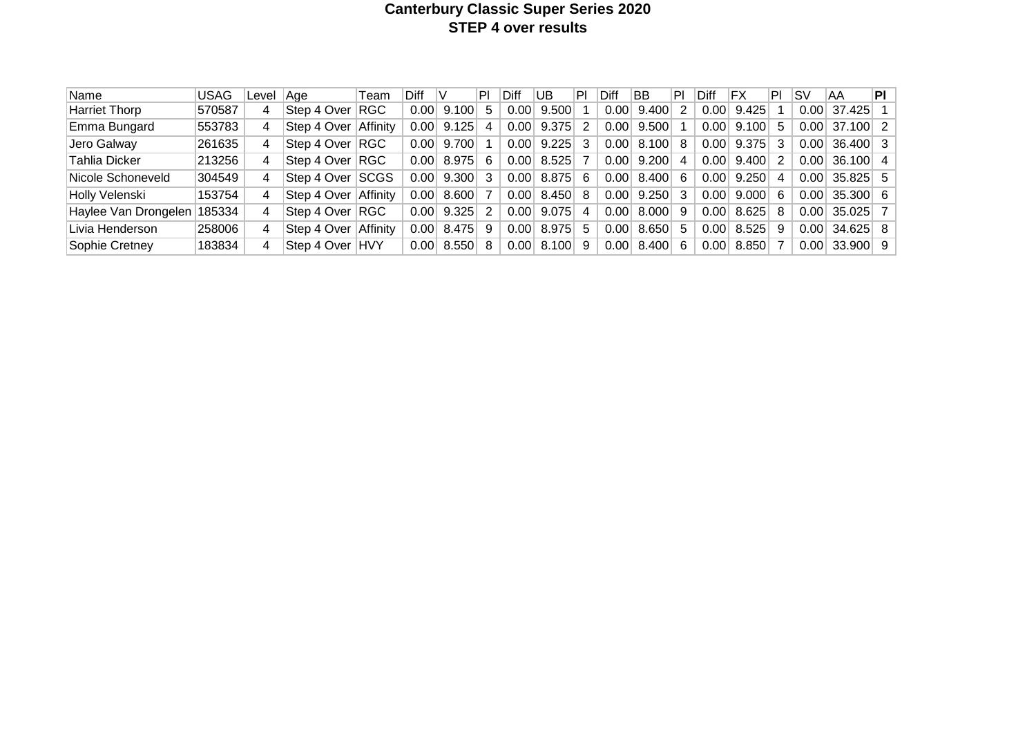**Canterbury Classic Super Series 2020**

**STEP 4 over results**

| Name | USAG | Level | Age | Team | Diff | V | Pl | Diff | UB | Pl | Diff | BB | Pl | Diff | FX | Pl | SV | AA | **Pl** |
|---|---|---|---|---|---|---|---|---|---|---|---|---|---|---|---|---|---|---|---|
| Harriet Thorp | 570587 | 4 | Step 4 Over | RGC | 0.00 | 9.100 | 5 | 0.00 | 9.500 | 1 | 0.00 | 9.400 | 2 | 0.00 | 9.425 | 1 | 0.00 | 37.425 | 1 |
| Emma Bungard | 553783 | 4 | Step 4 Over | Affinity | 0.00 | 9.125 | 4 | 0.00 | 9.375 | 2 | 0.00 | 9.500 | 1 | 0.00 | 9.100 | 5 | 0.00 | 37.100 | 2 |
| Jero Galway | 261635 | 4 | Step 4 Over | RGC | 0.00 | 9.700 | 1 | 0.00 | 9.225 | 3 | 0.00 | 8.100 | 8 | 0.00 | 9.375 | 3 | 0.00 | 36.400 | 3 |
| Tahlia Dicker | 213256 | 4 | Step 4 Over | RGC | 0.00 | 8.975 | 6 | 0.00 | 8.525 | 7 | 0.00 | 9.200 | 4 | 0.00 | 9.400 | 2 | 0.00 | 36.100 | 4 |
| Nicole Schoneveld | 304549 | 4 | Step 4 Over | SCGS | 0.00 | 9.300 | 3 | 0.00 | 8.875 | 6 | 0.00 | 8.400 | 6 | 0.00 | 9.250 | 4 | 0.00 | 35.825 | 5 |
| Holly Velenski | 153754 | 4 | Step 4 Over | Affinity | 0.00 | 8.600 | 7 | 0.00 | 8.450 | 8 | 0.00 | 9.250 | 3 | 0.00 | 9.000 | 6 | 0.00 | 35.300 | 6 |
| Haylee Van Drongelen | 185334 | 4 | Step 4 Over | RGC | 0.00 | 9.325 | 2 | 0.00 | 9.075 | 4 | 0.00 | 8.000 | 9 | 0.00 | 8.625 | 8 | 0.00 | 35.025 | 7 |
| Livia Henderson | 258006 | 4 | Step 4 Over | Affinity | 0.00 | 8.475 | 9 | 0.00 | 8.975 | 5 | 0.00 | 8.650 | 5 | 0.00 | 8.525 | 9 | 0.00 | 34.625 | 8 |
| Sophie Cretney | 183834 | 4 | Step 4 Over | HVY | 0.00 | 8.550 | 8 | 0.00 | 8.100 | 9 | 0.00 | 8.400 | 6 | 0.00 | 8.850 | 7 | 0.00 | 33.900 | 9 |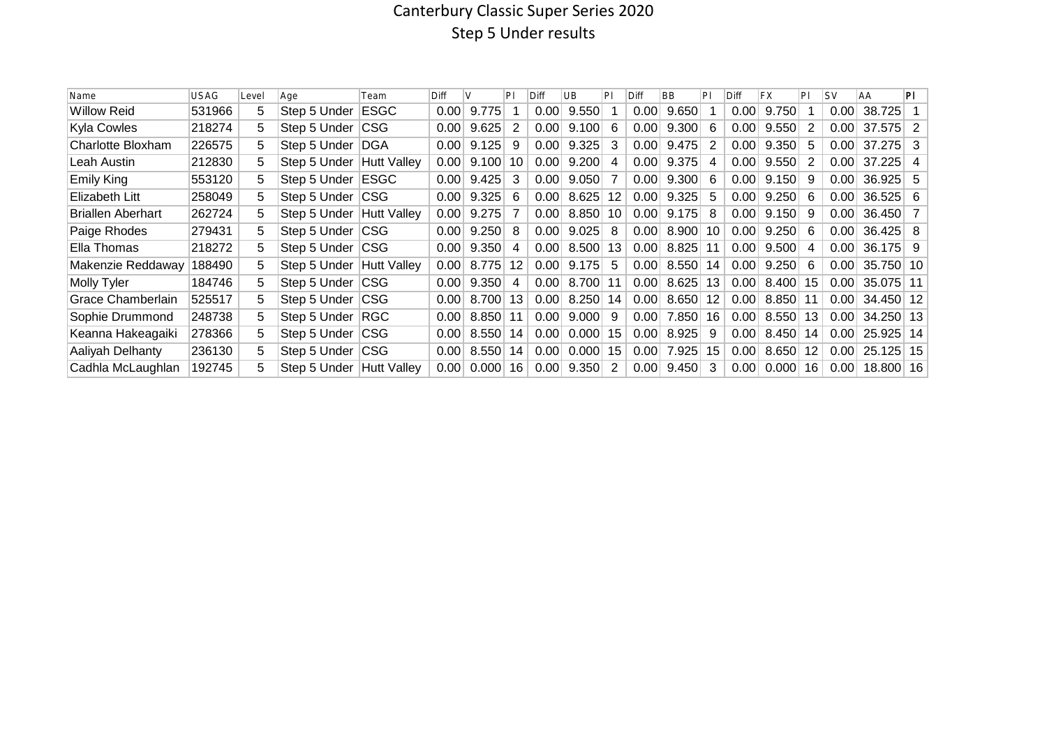# Canterbury Classic Super Series 2020

## Step 5 Under results

| Name | USAG | Level | Age | Team | Diff | V | Pl | Diff | UB | Pl | Diff | BB | Pl | Diff | FX | Pl | SV | AA | Pl |
|---|---|---|---|---|---|---|---|---|---|---|---|---|---|---|---|---|---|---|---|
| Willow Reid | 531966 | 5 | Step 5 Under | ESGC | 0.00 | 9.775 | 1 | 0.00 | 9.550 | 1 | 0.00 | 9.650 | 1 | 0.00 | 9.750 | 1 | 0.00 | 38.725 | 1 |
| Kyla Cowles | 218274 | 5 | Step 5 Under | CSG | 0.00 | 9.625 | 2 | 0.00 | 9.100 | 6 | 0.00 | 9.300 | 6 | 0.00 | 9.550 | 2 | 0.00 | 37.575 | 2 |
| Charlotte Bloxham | 226575 | 5 | Step 5 Under | DGA | 0.00 | 9.125 | 9 | 0.00 | 9.325 | 3 | 0.00 | 9.475 | 2 | 0.00 | 9.350 | 5 | 0.00 | 37.275 | 3 |
| Leah Austin | 212830 | 5 | Step 5 Under | Hutt Valley | 0.00 | 9.100 | 10 | 0.00 | 9.200 | 4 | 0.00 | 9.375 | 4 | 0.00 | 9.550 | 2 | 0.00 | 37.225 | 4 |
| Emily King | 553120 | 5 | Step 5 Under | ESGC | 0.00 | 9.425 | 3 | 0.00 | 9.050 | 7 | 0.00 | 9.300 | 6 | 0.00 | 9.150 | 9 | 0.00 | 36.925 | 5 |
| Elizabeth Litt | 258049 | 5 | Step 5 Under | CSG | 0.00 | 9.325 | 6 | 0.00 | 8.625 | 12 | 0.00 | 9.325 | 5 | 0.00 | 9.250 | 6 | 0.00 | 36.525 | 6 |
| Briallen Aberhart | 262724 | 5 | Step 5 Under | Hutt Valley | 0.00 | 9.275 | 7 | 0.00 | 8.850 | 10 | 0.00 | 9.175 | 8 | 0.00 | 9.150 | 9 | 0.00 | 36.450 | 7 |
| Paige Rhodes | 279431 | 5 | Step 5 Under | CSG | 0.00 | 9.250 | 8 | 0.00 | 9.025 | 8 | 0.00 | 8.900 | 10 | 0.00 | 9.250 | 6 | 0.00 | 36.425 | 8 |
| Ella Thomas | 218272 | 5 | Step 5 Under | CSG | 0.00 | 9.350 | 4 | 0.00 | 8.500 | 13 | 0.00 | 8.825 | 11 | 0.00 | 9.500 | 4 | 0.00 | 36.175 | 9 |
| Makenzie Reddaway | 188490 | 5 | Step 5 Under | Hutt Valley | 0.00 | 8.775 | 12 | 0.00 | 9.175 | 5 | 0.00 | 8.550 | 14 | 0.00 | 9.250 | 6 | 0.00 | 35.750 | 10 |
| Molly Tyler | 184746 | 5 | Step 5 Under | CSG | 0.00 | 9.350 | 4 | 0.00 | 8.700 | 11 | 0.00 | 8.625 | 13 | 0.00 | 8.400 | 15 | 0.00 | 35.075 | 11 |
| Grace Chamberlain | 525517 | 5 | Step 5 Under | CSG | 0.00 | 8.700 | 13 | 0.00 | 8.250 | 14 | 0.00 | 8.650 | 12 | 0.00 | 8.850 | 11 | 0.00 | 34.450 | 12 |
| Sophie Drummond | 248738 | 5 | Step 5 Under | RGC | 0.00 | 8.850 | 11 | 0.00 | 9.000 | 9 | 0.00 | 7.850 | 16 | 0.00 | 8.550 | 13 | 0.00 | 34.250 | 13 |
| Keanna Hakeagaiki | 278366 | 5 | Step 5 Under | CSG | 0.00 | 8.550 | 14 | 0.00 | 0.000 | 15 | 0.00 | 8.925 | 9 | 0.00 | 8.450 | 14 | 0.00 | 25.925 | 14 |
| Aaliyah Delhanty | 236130 | 5 | Step 5 Under | CSG | 0.00 | 8.550 | 14 | 0.00 | 0.000 | 15 | 0.00 | 7.925 | 15 | 0.00 | 8.650 | 12 | 0.00 | 25.125 | 15 |
| Cadhla McLaughlan | 192745 | 5 | Step 5 Under | Hutt Valley | 0.00 | 0.000 | 16 | 0.00 | 9.350 | 2 | 0.00 | 9.450 | 3 | 0.00 | 0.000 | 16 | 0.00 | 18.800 | 16 |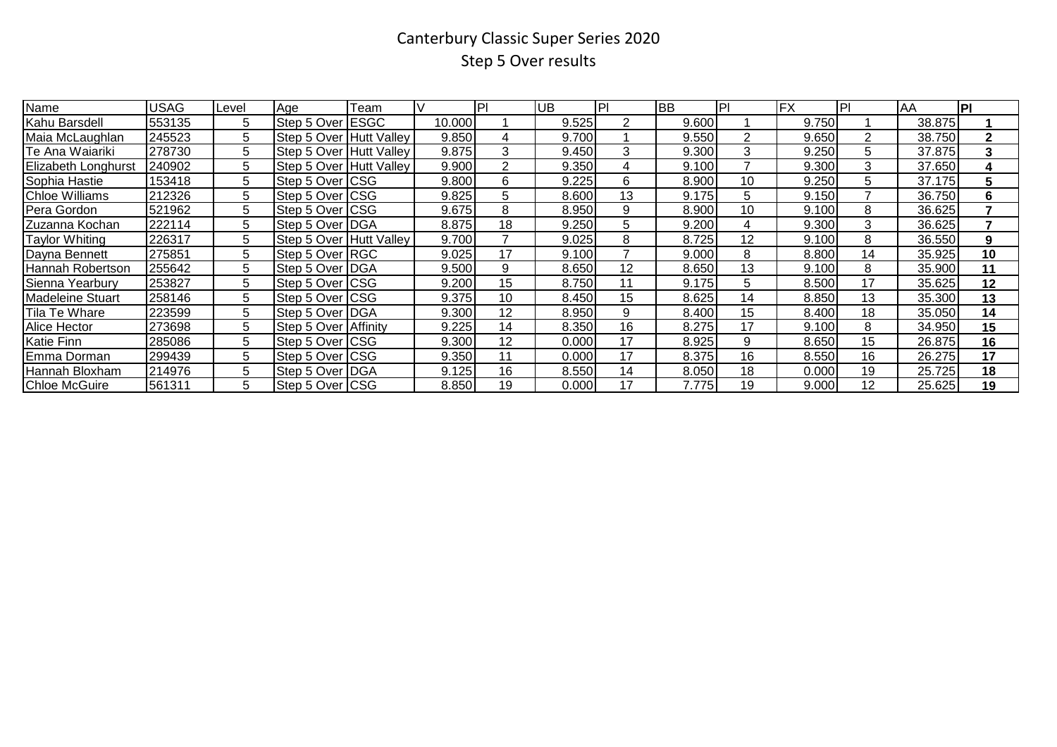# Canterbury Classic Super Series 2020

## Step 5 Over results

| Name | USAG | Level | Age | Team | V | Pl | UB | Pl | BB | Pl | FX | Pl | AA | Pl |
|---|---|---|---|---|---|---|---|---|---|---|---|---|---|---|
| Kahu Barsdell | 553135 | 5 | Step 5 Over | ESGC | 10.000 | 1 | 9.525 | 2 | 9.600 | 1 | 9.750 | 1 | 38.875 | **1** |
| Maia McLaughlan | 245523 | 5 | Step 5 Over | Hutt Valley | 9.850 | 4 | 9.700 | 1 | 9.550 | 2 | 9.650 | 2 | 38.750 | **2** |
| Te Ana Waiariki | 278730 | 5 | Step 5 Over | Hutt Valley | 9.875 | 3 | 9.450 | 3 | 9.300 | 3 | 9.250 | 5 | 37.875 | **3** |
| Elizabeth Longhurst | 240902 | 5 | Step 5 Over | Hutt Valley | 9.900 | 2 | 9.350 | 4 | 9.100 | 7 | 9.300 | 3 | 37.650 | **4** |
| Sophia Hastie | 153418 | 5 | Step 5 Over | CSG | 9.800 | 6 | 9.225 | 6 | 8.900 | 10 | 9.250 | 5 | 37.175 | **5** |
| Chloe Williams | 212326 | 5 | Step 5 Over | CSG | 9.825 | 5 | 8.600 | 13 | 9.175 | 5 | 9.150 | 7 | 36.750 | **6** |
| Pera Gordon | 521962 | 5 | Step 5 Over | CSG | 9.675 | 8 | 8.950 | 9 | 8.900 | 10 | 9.100 | 8 | 36.625 | **7** |
| Zuzanna Kochan | 222114 | 5 | Step 5 Over | DGA | 8.875 | 18 | 9.250 | 5 | 9.200 | 4 | 9.300 | 3 | 36.625 | **7** |
| Taylor Whiting | 226317 | 5 | Step 5 Over | Hutt Valley | 9.700 | 7 | 9.025 | 8 | 8.725 | 12 | 9.100 | 8 | 36.550 | **9** |
| Dayna Bennett | 275851 | 5 | Step 5 Over | RGC | 9.025 | 17 | 9.100 | 7 | 9.000 | 8 | 8.800 | 14 | 35.925 | **10** |
| Hannah Robertson | 255642 | 5 | Step 5 Over | DGA | 9.500 | 9 | 8.650 | 12 | 8.650 | 13 | 9.100 | 8 | 35.900 | **11** |
| Sienna Yearbury | 253827 | 5 | Step 5 Over | CSG | 9.200 | 15 | 8.750 | 11 | 9.175 | 5 | 8.500 | 17 | 35.625 | **12** |
| Madeleine Stuart | 258146 | 5 | Step 5 Over | CSG | 9.375 | 10 | 8.450 | 15 | 8.625 | 14 | 8.850 | 13 | 35.300 | **13** |
| Tila Te Whare | 223599 | 5 | Step 5 Over | DGA | 9.300 | 12 | 8.950 | 9 | 8.400 | 15 | 8.400 | 18 | 35.050 | **14** |
| Alice Hector | 273698 | 5 | Step 5 Over | Affinity | 9.225 | 14 | 8.350 | 16 | 8.275 | 17 | 9.100 | 8 | 34.950 | **15** |
| Katie Finn | 285086 | 5 | Step 5 Over | CSG | 9.300 | 12 | 0.000 | 17 | 8.925 | 9 | 8.650 | 15 | 26.875 | **16** |
| Emma Dorman | 299439 | 5 | Step 5 Over | CSG | 9.350 | 11 | 0.000 | 17 | 8.375 | 16 | 8.550 | 16 | 26.275 | **17** |
| Hannah Bloxham | 214976 | 5 | Step 5 Over | DGA | 9.125 | 16 | 8.550 | 14 | 8.050 | 18 | 0.000 | 19 | 25.725 | **18** |
| Chloe McGuire | 561311 | 5 | Step 5 Over | CSG | 8.850 | 19 | 0.000 | 17 | 7.775 | 19 | 9.000 | 12 | 25.625 | **19** |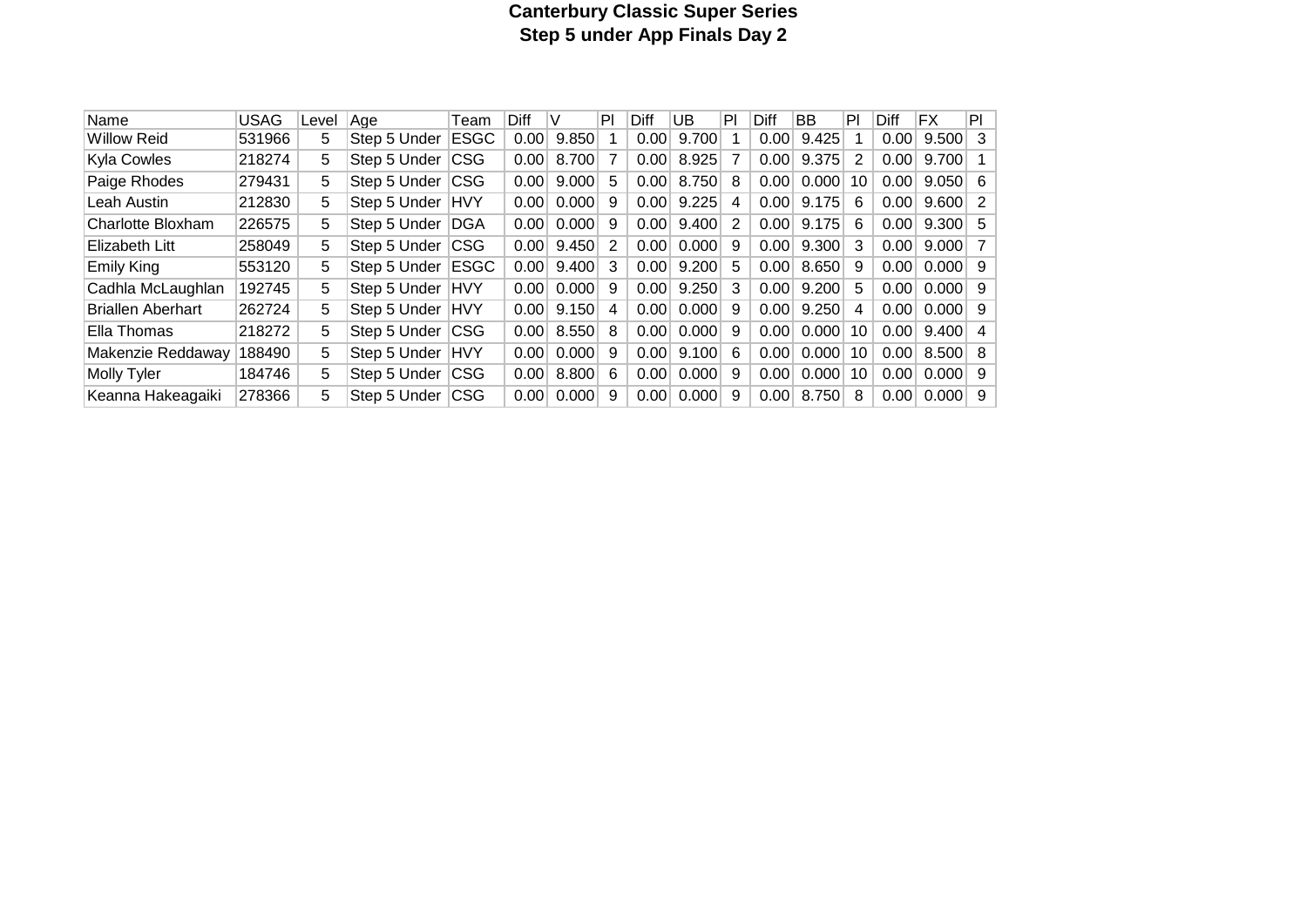# Canterbury Classic Super Series

## Step 5 under App Finals Day 2

| Name | USAG | Level | Age | Team | Diff | V | Pl | Diff | UB | Pl | Diff | BB | Pl | Diff | FX | Pl |
|---|---|---|---|---|---|---|---|---|---|---|---|---|---|---|---|---|
| Willow Reid | 531966 | 5 | Step 5 Under | ESGC | 0.00 | 9.850 | 1 | 0.00 | 9.700 | 1 | 0.00 | 9.425 | 1 | 0.00 | 9.500 | 3 |
| Kyla Cowles | 218274 | 5 | Step 5 Under | CSG | 0.00 | 8.700 | 7 | 0.00 | 8.925 | 7 | 0.00 | 9.375 | 2 | 0.00 | 9.700 | 1 |
| Paige Rhodes | 279431 | 5 | Step 5 Under | CSG | 0.00 | 9.000 | 5 | 0.00 | 8.750 | 8 | 0.00 | 0.000 | 10 | 0.00 | 9.050 | 6 |
| Leah Austin | 212830 | 5 | Step 5 Under | HVY | 0.00 | 0.000 | 9 | 0.00 | 9.225 | 4 | 0.00 | 9.175 | 6 | 0.00 | 9.600 | 2 |
| Charlotte Bloxham | 226575 | 5 | Step 5 Under | DGA | 0.00 | 0.000 | 9 | 0.00 | 9.400 | 2 | 0.00 | 9.175 | 6 | 0.00 | 9.300 | 5 |
| Elizabeth Litt | 258049 | 5 | Step 5 Under | CSG | 0.00 | 9.450 | 2 | 0.00 | 0.000 | 9 | 0.00 | 9.300 | 3 | 0.00 | 9.000 | 7 |
| Emily King | 553120 | 5 | Step 5 Under | ESGC | 0.00 | 9.400 | 3 | 0.00 | 9.200 | 5 | 0.00 | 8.650 | 9 | 0.00 | 0.000 | 9 |
| Cadhla McLaughlan | 192745 | 5 | Step 5 Under | HVY | 0.00 | 0.000 | 9 | 0.00 | 9.250 | 3 | 0.00 | 9.200 | 5 | 0.00 | 0.000 | 9 |
| Briallen Aberhart | 262724 | 5 | Step 5 Under | HVY | 0.00 | 9.150 | 4 | 0.00 | 0.000 | 9 | 0.00 | 9.250 | 4 | 0.00 | 0.000 | 9 |
| Ella Thomas | 218272 | 5 | Step 5 Under | CSG | 0.00 | 8.550 | 8 | 0.00 | 0.000 | 9 | 0.00 | 0.000 | 10 | 0.00 | 9.400 | 4 |
| Makenzie Reddaway | 188490 | 5 | Step 5 Under | HVY | 0.00 | 0.000 | 9 | 0.00 | 9.100 | 6 | 0.00 | 0.000 | 10 | 0.00 | 8.500 | 8 |
| Molly Tyler | 184746 | 5 | Step 5 Under | CSG | 0.00 | 8.800 | 6 | 0.00 | 0.000 | 9 | 0.00 | 0.000 | 10 | 0.00 | 0.000 | 9 |
| Keanna Hakeagaiki | 278366 | 5 | Step 5 Under | CSG | 0.00 | 0.000 | 9 | 0.00 | 0.000 | 9 | 0.00 | 8.750 | 8 | 0.00 | 0.000 | 9 |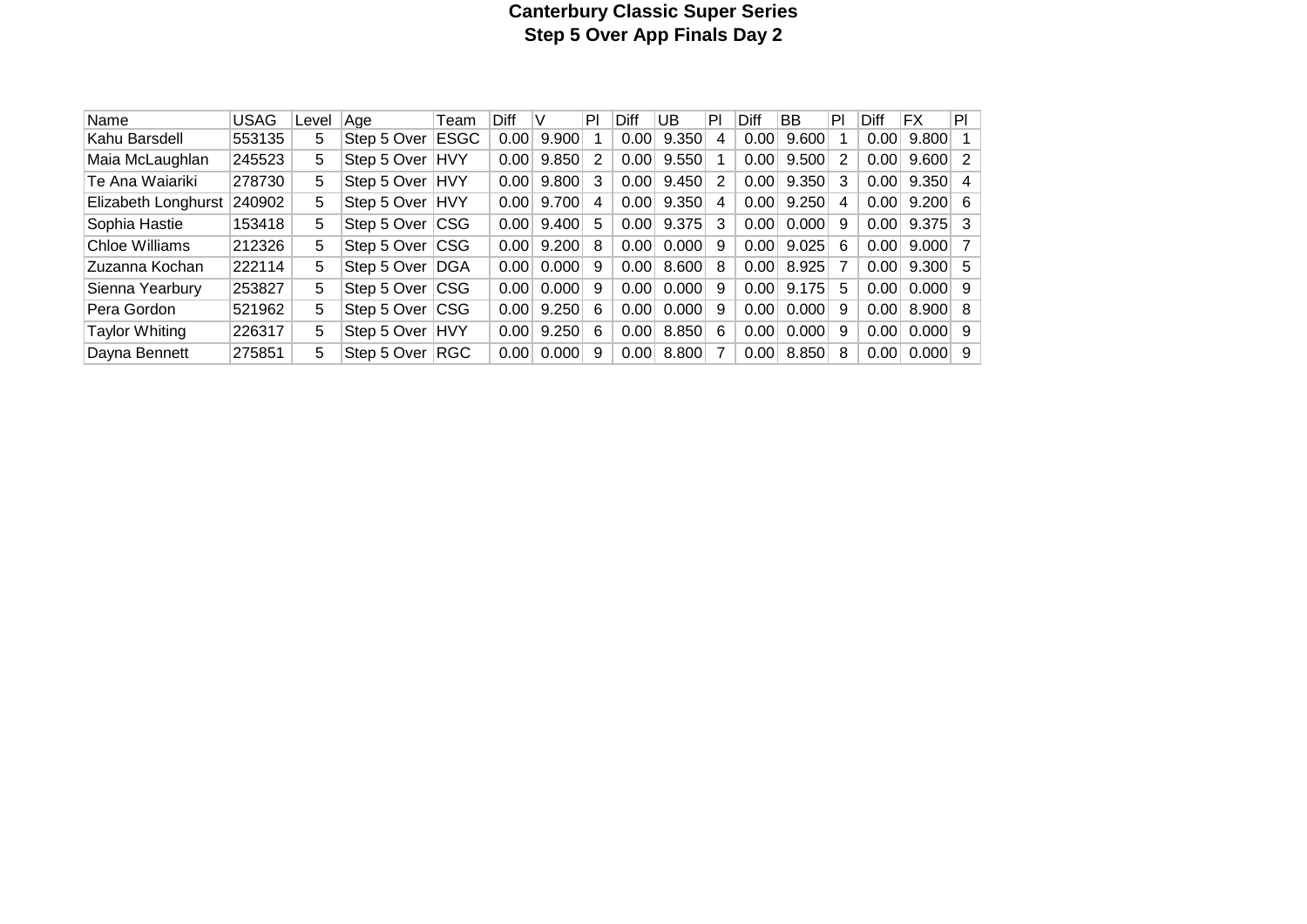# Canterbury Classic Super Series

## Step 5 Over App Finals Day 2

| Name | USAG | Level | Age | Team | Diff | V | Pl | Diff | UB | Pl | Diff | BB | Pl | Diff | FX | Pl |
|---|---|---|---|---|---|---|---|---|---|---|---|---|---|---|---|---|
| Kahu Barsdell | 553135 | 5 | Step 5 Over | ESGC | 0.00 | 9.900 | 1 | 0.00 | 9.350 | 4 | 0.00 | 9.600 | 1 | 0.00 | 9.800 | 1 |
| Maia McLaughlan | 245523 | 5 | Step 5 Over | HVY | 0.00 | 9.850 | 2 | 0.00 | 9.550 | 1 | 0.00 | 9.500 | 2 | 0.00 | 9.600 | 2 |
| Te Ana Waiariki | 278730 | 5 | Step 5 Over | HVY | 0.00 | 9.800 | 3 | 0.00 | 9.450 | 2 | 0.00 | 9.350 | 3 | 0.00 | 9.350 | 4 |
| Elizabeth Longhurst | 240902 | 5 | Step 5 Over | HVY | 0.00 | 9.700 | 4 | 0.00 | 9.350 | 4 | 0.00 | 9.250 | 4 | 0.00 | 9.200 | 6 |
| Sophia Hastie | 153418 | 5 | Step 5 Over | CSG | 0.00 | 9.400 | 5 | 0.00 | 9.375 | 3 | 0.00 | 0.000 | 9 | 0.00 | 9.375 | 3 |
| Chloe Williams | 212326 | 5 | Step 5 Over | CSG | 0.00 | 9.200 | 8 | 0.00 | 0.000 | 9 | 0.00 | 9.025 | 6 | 0.00 | 9.000 | 7 |
| Zuzanna Kochan | 222114 | 5 | Step 5 Over | DGA | 0.00 | 0.000 | 9 | 0.00 | 8.600 | 8 | 0.00 | 8.925 | 7 | 0.00 | 9.300 | 5 |
| Sienna Yearbury | 253827 | 5 | Step 5 Over | CSG | 0.00 | 0.000 | 9 | 0.00 | 0.000 | 9 | 0.00 | 9.175 | 5 | 0.00 | 0.000 | 9 |
| Pera Gordon | 521962 | 5 | Step 5 Over | CSG | 0.00 | 9.250 | 6 | 0.00 | 0.000 | 9 | 0.00 | 0.000 | 9 | 0.00 | 8.900 | 8 |
| Taylor Whiting | 226317 | 5 | Step 5 Over | HVY | 0.00 | 9.250 | 6 | 0.00 | 8.850 | 6 | 0.00 | 0.000 | 9 | 0.00 | 0.000 | 9 |
| Dayna Bennett | 275851 | 5 | Step 5 Over | RGC | 0.00 | 0.000 | 9 | 0.00 | 8.800 | 7 | 0.00 | 8.850 | 8 | 0.00 | 0.000 | 9 |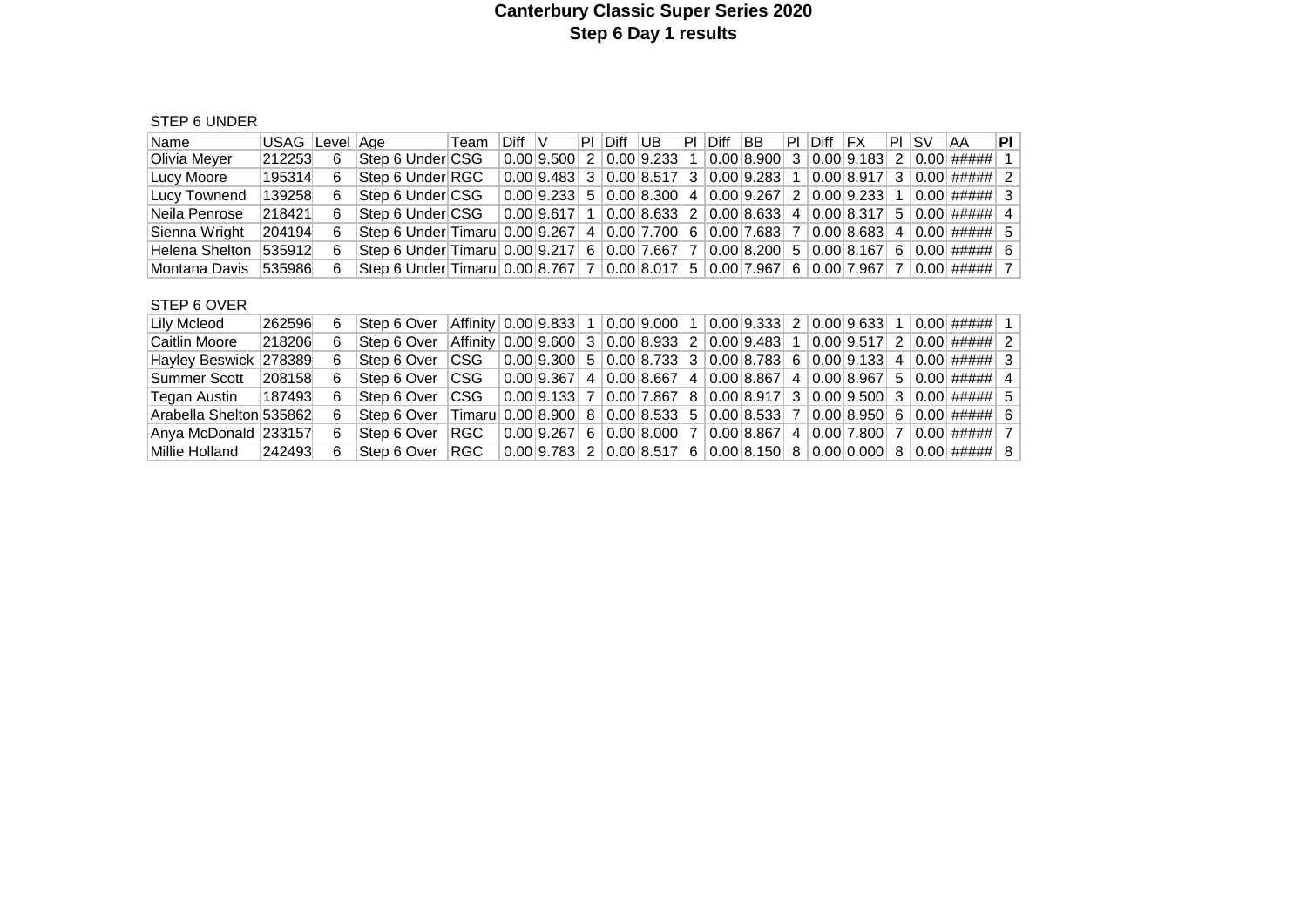# Canterbury Classic Super Series 2020
## Step 6 Day 1 results

STEP 6 UNDER

| Name | USAG | Level | Age | Team | Diff | V | Pl | Diff | UB | Pl | Diff | BB | Pl | Diff | FX | Pl | SV | AA | **Pl** |
|---|---|---|---|---|---|---|---|---|---|---|---|---|---|---|---|---|---|---|---|
| Olivia Meyer | 212253 | 6 | Step 6 Under | CSG | 0.00 | 9.500 | 2 | 0.00 | 9.233 | 1 | 0.00 | 8.900 | 3 | 0.00 | 9.183 | 2 | 0.00 | ##### | 1 |
| Lucy Moore | 195314 | 6 | Step 6 Under | RGC | 0.00 | 9.483 | 3 | 0.00 | 8.517 | 3 | 0.00 | 9.283 | 1 | 0.00 | 8.917 | 3 | 0.00 | ##### | 2 |
| Lucy Townend | 139258 | 6 | Step 6 Under | CSG | 0.00 | 9.233 | 5 | 0.00 | 8.300 | 4 | 0.00 | 9.267 | 2 | 0.00 | 9.233 | 1 | 0.00 | ##### | 3 |
| Neila Penrose | 218421 | 6 | Step 6 Under | CSG | 0.00 | 9.617 | 1 | 0.00 | 8.633 | 2 | 0.00 | 8.633 | 4 | 0.00 | 8.317 | 5 | 0.00 | ##### | 4 |
| Sienna Wright | 204194 | 6 | Step 6 Under | Timaru | 0.00 | 9.267 | 4 | 0.00 | 7.700 | 6 | 0.00 | 7.683 | 7 | 0.00 | 8.683 | 4 | 0.00 | ##### | 5 |
| Helena Shelton | 535912 | 6 | Step 6 Under | Timaru | 0.00 | 9.217 | 6 | 0.00 | 7.667 | 7 | 0.00 | 8.200 | 5 | 0.00 | 8.167 | 6 | 0.00 | ##### | 6 |
| Montana Davis | 535986 | 6 | Step 6 Under | Timaru | 0.00 | 8.767 | 7 | 0.00 | 8.017 | 5 | 0.00 | 7.967 | 6 | 0.00 | 7.967 | 7 | 0.00 | ##### | 7 |

STEP 6 OVER

| Name | USAG | Level | Age | Team | Diff | V | Pl | Diff | UB | Pl | Diff | BB | Pl | Diff | FX | Pl | SV | AA | Pl |
|---|---|---|---|---|---|---|---|---|---|---|---|---|---|---|---|---|---|---|---|
| Lily Mcleod | 262596 | 6 | Step 6 Over | Affinity | 0.00 | 9.833 | 1 | 0.00 | 9.000 | 1 | 0.00 | 9.333 | 2 | 0.00 | 9.633 | 1 | 0.00 | ##### | 1 |
| Caitlin Moore | 218206 | 6 | Step 6 Over | Affinity | 0.00 | 9.600 | 3 | 0.00 | 8.933 | 2 | 0.00 | 9.483 | 1 | 0.00 | 9.517 | 2 | 0.00 | ##### | 2 |
| Hayley Beswick | 278389 | 6 | Step 6 Over | CSG | 0.00 | 9.300 | 5 | 0.00 | 8.733 | 3 | 0.00 | 8.783 | 6 | 0.00 | 9.133 | 4 | 0.00 | ##### | 3 |
| Summer Scott | 208158 | 6 | Step 6 Over | CSG | 0.00 | 9.367 | 4 | 0.00 | 8.667 | 4 | 0.00 | 8.867 | 4 | 0.00 | 8.967 | 5 | 0.00 | ##### | 4 |
| Tegan Austin | 187493 | 6 | Step 6 Over | CSG | 0.00 | 9.133 | 7 | 0.00 | 7.867 | 8 | 0.00 | 8.917 | 3 | 0.00 | 9.500 | 3 | 0.00 | ##### | 5 |
| Arabella Shelton | 535862 | 6 | Step 6 Over | Timaru | 0.00 | 8.900 | 8 | 0.00 | 8.533 | 5 | 0.00 | 8.533 | 7 | 0.00 | 8.950 | 6 | 0.00 | ##### | 6 |
| Anya McDonald | 233157 | 6 | Step 6 Over | RGC | 0.00 | 9.267 | 6 | 0.00 | 8.000 | 7 | 0.00 | 8.867 | 4 | 0.00 | 7.800 | 7 | 0.00 | ##### | 7 |
| Millie Holland | 242493 | 6 | Step 6 Over | RGC | 0.00 | 9.783 | 2 | 0.00 | 8.517 | 6 | 0.00 | 8.150 | 8 | 0.00 | 0.000 | 8 | 0.00 | ##### | 8 |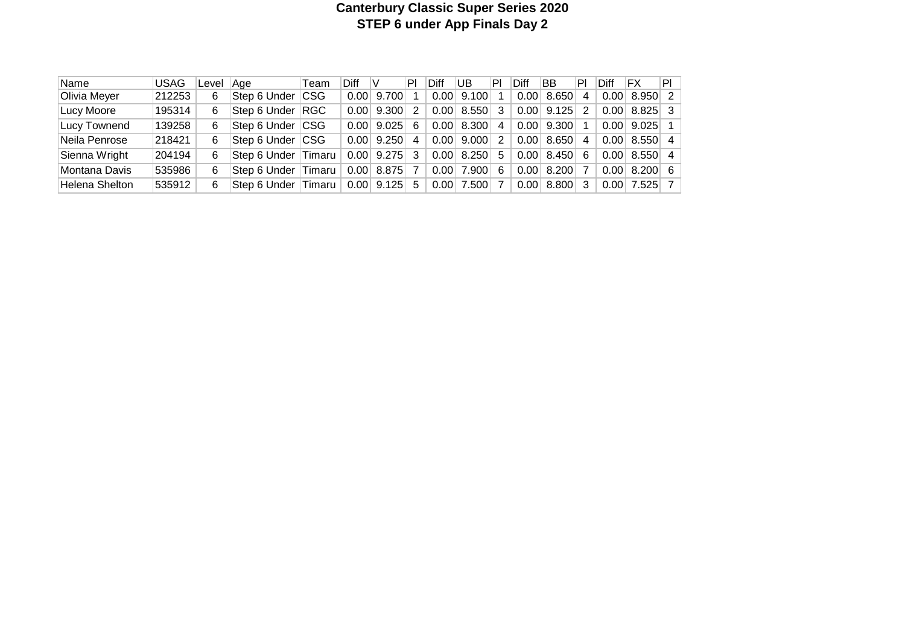# Canterbury Classic Super Series 2020
## STEP 6 under App Finals Day 2

| Name | USAG | Level | Age | Team | Diff | V | Pl | Diff | UB | Pl | Diff | BB | Pl | Diff | FX | Pl |
|---|---|---|---|---|---|---|---|---|---|---|---|---|---|---|---|---|
| Olivia Meyer | 212253 | 6 | Step 6 Under | CSG | 0.00 | 9.700 | 1 | 0.00 | 9.100 | 1 | 0.00 | 8.650 | 4 | 0.00 | 8.950 | 2 |
| Lucy Moore | 195314 | 6 | Step 6 Under | RGC | 0.00 | 9.300 | 2 | 0.00 | 8.550 | 3 | 0.00 | 9.125 | 2 | 0.00 | 8.825 | 3 |
| Lucy Townend | 139258 | 6 | Step 6 Under | CSG | 0.00 | 9.025 | 6 | 0.00 | 8.300 | 4 | 0.00 | 9.300 | 1 | 0.00 | 9.025 | 1 |
| Neila Penrose | 218421 | 6 | Step 6 Under | CSG | 0.00 | 9.250 | 4 | 0.00 | 9.000 | 2 | 0.00 | 8.650 | 4 | 0.00 | 8.550 | 4 |
| Sienna Wright | 204194 | 6 | Step 6 Under | Timaru | 0.00 | 9.275 | 3 | 0.00 | 8.250 | 5 | 0.00 | 8.450 | 6 | 0.00 | 8.550 | 4 |
| Montana Davis | 535986 | 6 | Step 6 Under | Timaru | 0.00 | 8.875 | 7 | 0.00 | 7.900 | 6 | 0.00 | 8.200 | 7 | 0.00 | 8.200 | 6 |
| Helena Shelton | 535912 | 6 | Step 6 Under | Timaru | 0.00 | 9.125 | 5 | 0.00 | 7.500 | 7 | 0.00 | 8.800 | 3 | 0.00 | 7.525 | 7 |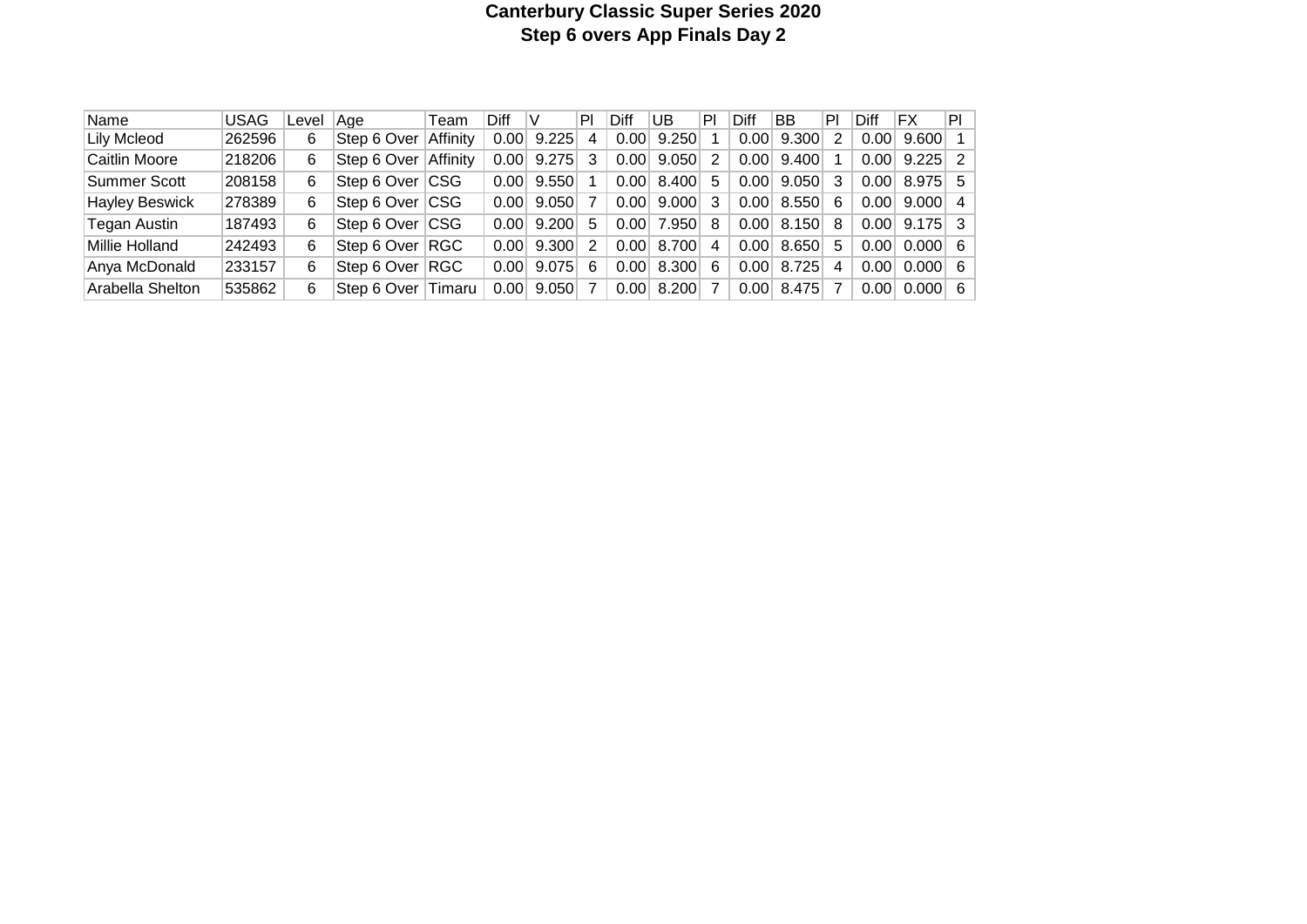# Canterbury Classic Super Series 2020

## Step 6 overs App Finals Day 2

| Name | USAG | Level | Age | Team | Diff | V | Pl | Diff | UB | Pl | Diff | BB | Pl | Diff | FX | Pl |
|---|---|---|---|---|---|---|---|---|---|---|---|---|---|---|---|---|
| Lily Mcleod | 262596 | 6 | Step 6 Over | Affinity | 0.00 | 9.225 | 4 | 0.00 | 9.250 | 1 | 0.00 | 9.300 | 2 | 0.00 | 9.600 | 1 |
| Caitlin Moore | 218206 | 6 | Step 6 Over | Affinity | 0.00 | 9.275 | 3 | 0.00 | 9.050 | 2 | 0.00 | 9.400 | 1 | 0.00 | 9.225 | 2 |
| Summer Scott | 208158 | 6 | Step 6 Over | CSG | 0.00 | 9.550 | 1 | 0.00 | 8.400 | 5 | 0.00 | 9.050 | 3 | 0.00 | 8.975 | 5 |
| Hayley Beswick | 278389 | 6 | Step 6 Over | CSG | 0.00 | 9.050 | 7 | 0.00 | 9.000 | 3 | 0.00 | 8.550 | 6 | 0.00 | 9.000 | 4 |
| Tegan Austin | 187493 | 6 | Step 6 Over | CSG | 0.00 | 9.200 | 5 | 0.00 | 7.950 | 8 | 0.00 | 8.150 | 8 | 0.00 | 9.175 | 3 |
| Millie Holland | 242493 | 6 | Step 6 Over | RGC | 0.00 | 9.300 | 2 | 0.00 | 8.700 | 4 | 0.00 | 8.650 | 5 | 0.00 | 0.000 | 6 |
| Anya McDonald | 233157 | 6 | Step 6 Over | RGC | 0.00 | 9.075 | 6 | 0.00 | 8.300 | 6 | 0.00 | 8.725 | 4 | 0.00 | 0.000 | 6 |
| Arabella Shelton | 535862 | 6 | Step 6 Over | Timaru | 0.00 | 9.050 | 7 | 0.00 | 8.200 | 7 | 0.00 | 8.475 | 7 | 0.00 | 0.000 | 6 |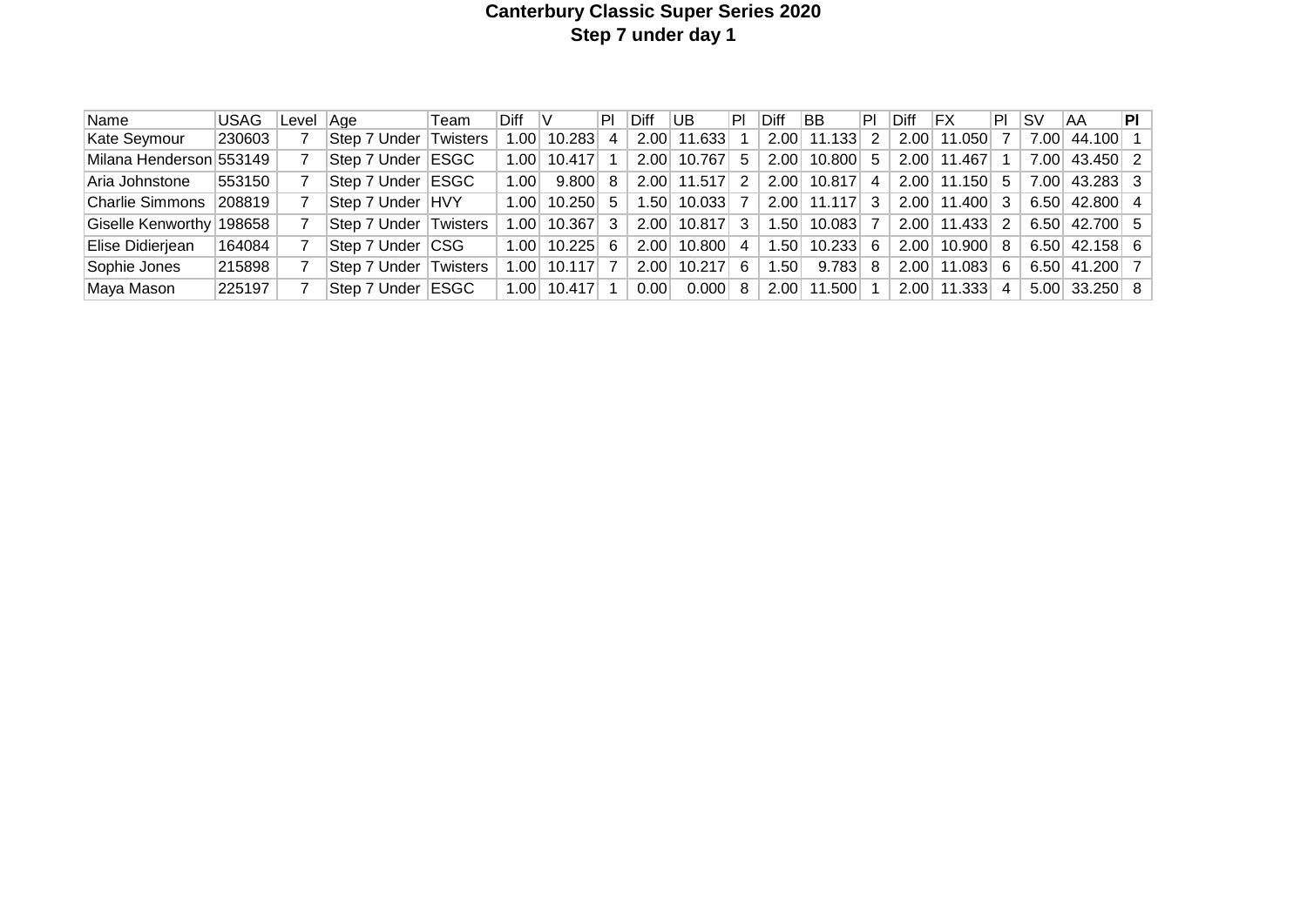# Canterbury Classic Super Series 2020

## Step 7 under day 1

| Name | USAG | Level | Age | Team | Diff | V | Pl | Diff | UB | Pl | Diff | BB | Pl | Diff | FX | Pl | SV | AA | **Pl** |
|---|---|---|---|---|---|---|---|---|---|---|---|---|---|---|---|---|---|---|---|
| Kate Seymour | 230603 | 7 | Step 7 Under | Twisters | 1.00 | 10.283 | 4 | 2.00 | 11.633 | 1 | 2.00 | 11.133 | 2 | 2.00 | 11.050 | 7 | 7.00 | 44.100 | 1 |
| Milana Henderson | 553149 | 7 | Step 7 Under | ESGC | 1.00 | 10.417 | 1 | 2.00 | 10.767 | 5 | 2.00 | 10.800 | 5 | 2.00 | 11.467 | 1 | 7.00 | 43.450 | 2 |
| Aria Johnstone | 553150 | 7 | Step 7 Under | ESGC | 1.00 | 9.800 | 8 | 2.00 | 11.517 | 2 | 2.00 | 10.817 | 4 | 2.00 | 11.150 | 5 | 7.00 | 43.283 | 3 |
| Charlie Simmons | 208819 | 7 | Step 7 Under | HVY | 1.00 | 10.250 | 5 | 1.50 | 10.033 | 7 | 2.00 | 11.117 | 3 | 2.00 | 11.400 | 3 | 6.50 | 42.800 | 4 |
| Giselle Kenworthy | 198658 | 7 | Step 7 Under | Twisters | 1.00 | 10.367 | 3 | 2.00 | 10.817 | 3 | 1.50 | 10.083 | 7 | 2.00 | 11.433 | 2 | 6.50 | 42.700 | 5 |
| Elise Didierjean | 164084 | 7 | Step 7 Under | CSG | 1.00 | 10.225 | 6 | 2.00 | 10.800 | 4 | 1.50 | 10.233 | 6 | 2.00 | 10.900 | 8 | 6.50 | 42.158 | 6 |
| Sophie Jones | 215898 | 7 | Step 7 Under | Twisters | 1.00 | 10.117 | 7 | 2.00 | 10.217 | 6 | 1.50 | 9.783 | 8 | 2.00 | 11.083 | 6 | 6.50 | 41.200 | 7 |
| Maya Mason | 225197 | 7 | Step 7 Under | ESGC | 1.00 | 10.417 | 1 | 0.00 | 0.000 | 8 | 2.00 | 11.500 | 1 | 2.00 | 11.333 | 4 | 5.00 | 33.250 | 8 |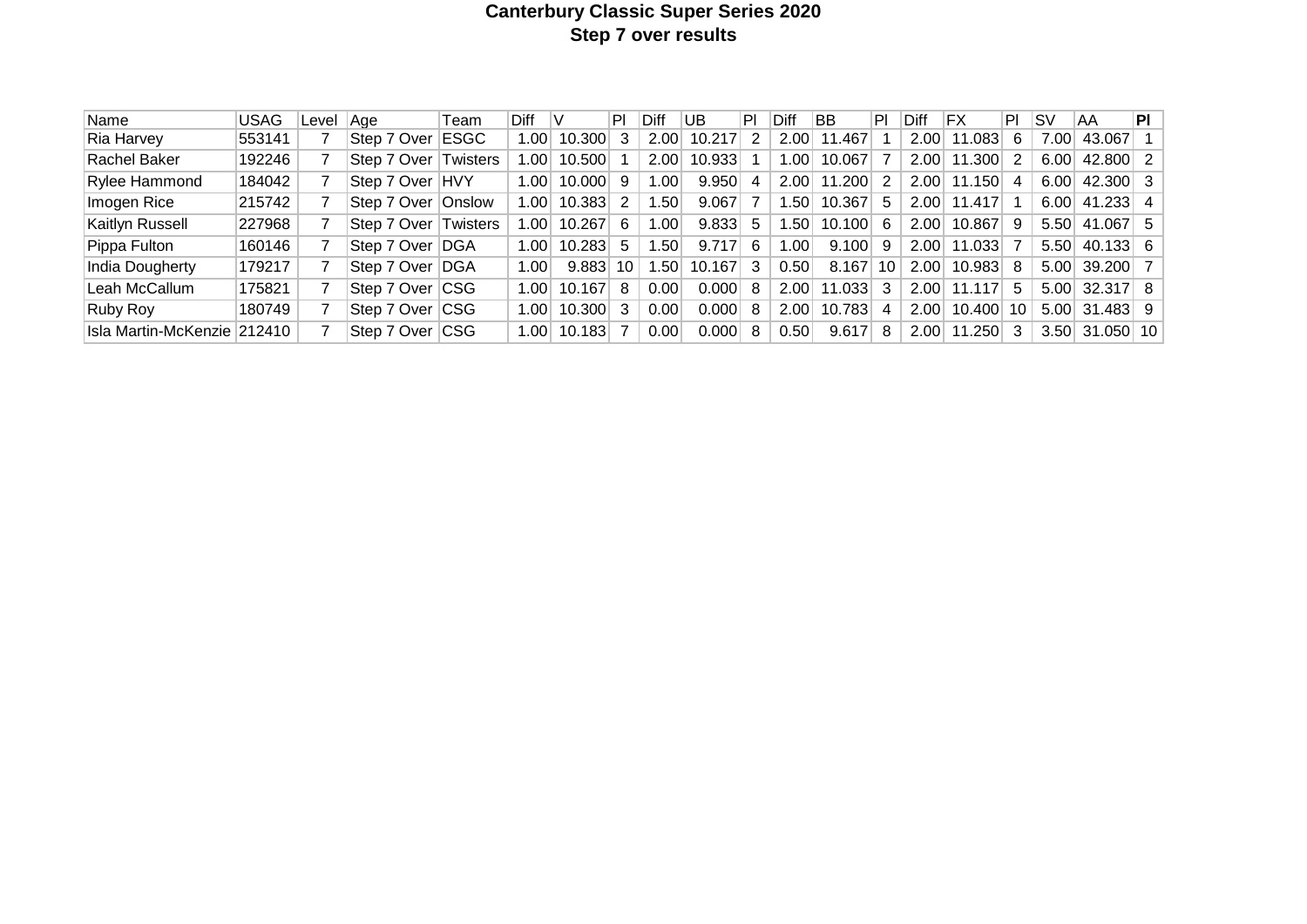**Canterbury Classic Super Series 2020**

**Step 7 over results**

| Name | USAG | Level | Age | Team | Diff | V | Pl | Diff | UB | Pl | Diff | BB | Pl | Diff | FX | Pl | SV | AA | **Pl** |
|---|---|---|---|---|---|---|---|---|---|---|---|---|---|---|---|---|---|---|---|
| Ria Harvey | 553141 | 7 | Step 7 Over | ESGC | 1.00 | 10.300 | 3 | 2.00 | 10.217 | 2 | 2.00 | 11.467 | 1 | 2.00 | 11.083 | 6 | 7.00 | 43.067 | 1 |
| Rachel Baker | 192246 | 7 | Step 7 Over | Twisters | 1.00 | 10.500 | 1 | 2.00 | 10.933 | 1 | 1.00 | 10.067 | 7 | 2.00 | 11.300 | 2 | 6.00 | 42.800 | 2 |
| Rylee Hammond | 184042 | 7 | Step 7 Over | HVY | 1.00 | 10.000 | 9 | 1.00 | 9.950 | 4 | 2.00 | 11.200 | 2 | 2.00 | 11.150 | 4 | 6.00 | 42.300 | 3 |
| Imogen Rice | 215742 | 7 | Step 7 Over | Onslow | 1.00 | 10.383 | 2 | 1.50 | 9.067 | 7 | 1.50 | 10.367 | 5 | 2.00 | 11.417 | 1 | 6.00 | 41.233 | 4 |
| Kaitlyn Russell | 227968 | 7 | Step 7 Over | Twisters | 1.00 | 10.267 | 6 | 1.00 | 9.833 | 5 | 1.50 | 10.100 | 6 | 2.00 | 10.867 | 9 | 5.50 | 41.067 | 5 |
| Pippa Fulton | 160146 | 7 | Step 7 Over | DGA | 1.00 | 10.283 | 5 | 1.50 | 9.717 | 6 | 1.00 | 9.100 | 9 | 2.00 | 11.033 | 7 | 5.50 | 40.133 | 6 |
| India Dougherty | 179217 | 7 | Step 7 Over | DGA | 1.00 | 9.883 | 10 | 1.50 | 10.167 | 3 | 0.50 | 8.167 | 10 | 2.00 | 10.983 | 8 | 5.00 | 39.200 | 7 |
| Leah McCallum | 175821 | 7 | Step 7 Over | CSG | 1.00 | 10.167 | 8 | 0.00 | 0.000 | 8 | 2.00 | 11.033 | 3 | 2.00 | 11.117 | 5 | 5.00 | 32.317 | 8 |
| Ruby Roy | 180749 | 7 | Step 7 Over | CSG | 1.00 | 10.300 | 3 | 0.00 | 0.000 | 8 | 2.00 | 10.783 | 4 | 2.00 | 10.400 | 10 | 5.00 | 31.483 | 9 |
| Isla Martin-McKenzie | 212410 | 7 | Step 7 Over | CSG | 1.00 | 10.183 | 7 | 0.00 | 0.000 | 8 | 0.50 | 9.617 | 8 | 2.00 | 11.250 | 3 | 3.50 | 31.050 | 10 |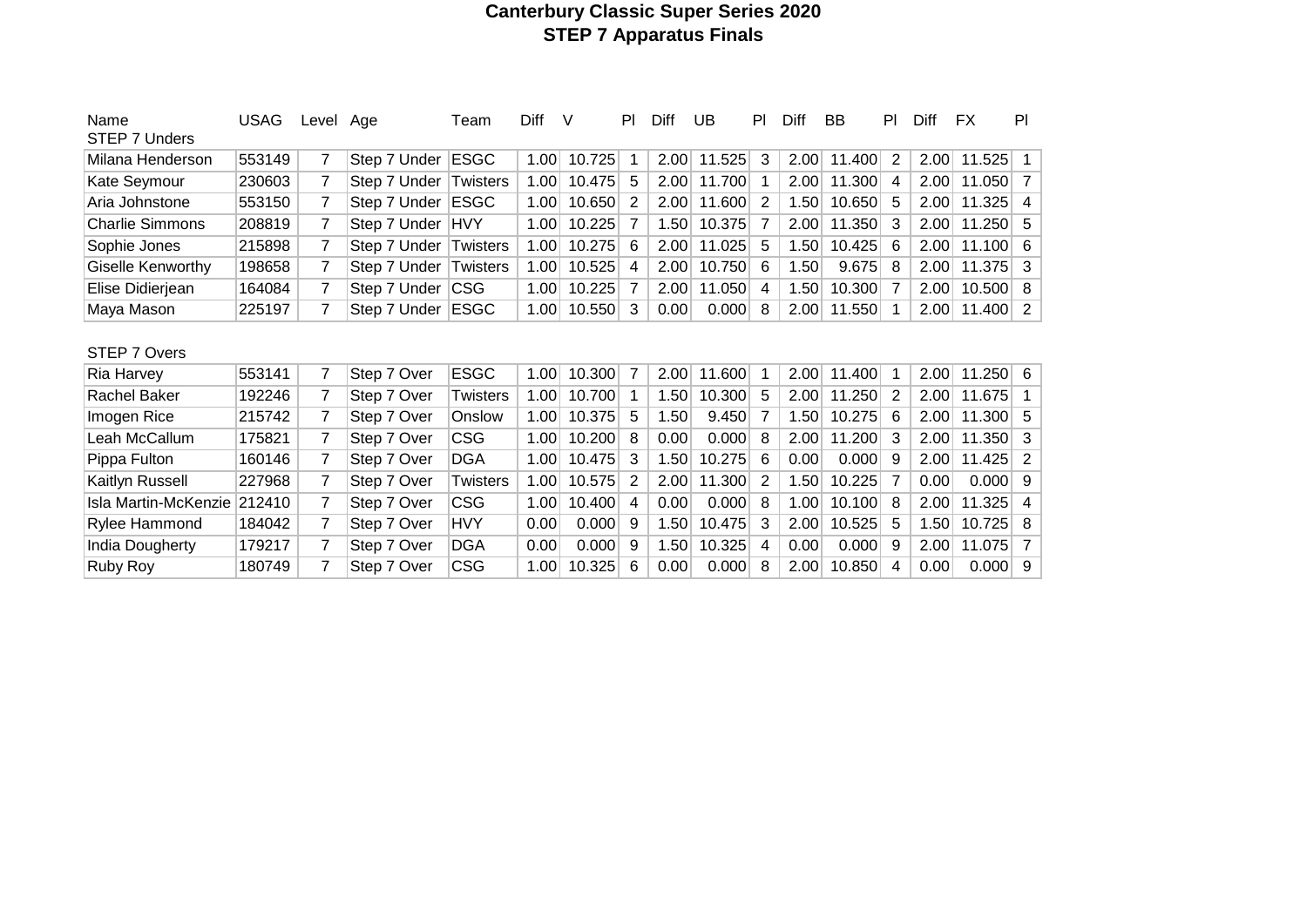# Canterbury Classic Super Series 2020

## STEP 7 Apparatus Finals

| Name | USAG | Level | Age | Team | Diff | V | Pl | Diff | UB | Pl | Diff | BB | Pl | Diff | FX | Pl |
|---|---|---|---|---|---|---|---|---|---|---|---|---|---|---|---|---|
| STEP 7 Unders | | | | | | | | | | | | | | | | |
| Milana Henderson | 553149 | 7 | Step 7 Under | ESGC | 1.00 | 10.725 | 1 | 2.00 | 11.525 | 3 | 2.00 | 11.400 | 2 | 2.00 | 11.525 | 1 |
| Kate Seymour | 230603 | 7 | Step 7 Under | Twisters | 1.00 | 10.475 | 5 | 2.00 | 11.700 | 1 | 2.00 | 11.300 | 4 | 2.00 | 11.050 | 7 |
| Aria Johnstone | 553150 | 7 | Step 7 Under | ESGC | 1.00 | 10.650 | 2 | 2.00 | 11.600 | 2 | 1.50 | 10.650 | 5 | 2.00 | 11.325 | 4 |
| Charlie Simmons | 208819 | 7 | Step 7 Under | HVY | 1.00 | 10.225 | 7 | 1.50 | 10.375 | 7 | 2.00 | 11.350 | 3 | 2.00 | 11.250 | 5 |
| Sophie Jones | 215898 | 7 | Step 7 Under | Twisters | 1.00 | 10.275 | 6 | 2.00 | 11.025 | 5 | 1.50 | 10.425 | 6 | 2.00 | 11.100 | 6 |
| Giselle Kenworthy | 198658 | 7 | Step 7 Under | Twisters | 1.00 | 10.525 | 4 | 2.00 | 10.750 | 6 | 1.50 | 9.675 | 8 | 2.00 | 11.375 | 3 |
| Elise Didierjean | 164084 | 7 | Step 7 Under | CSG | 1.00 | 10.225 | 7 | 2.00 | 11.050 | 4 | 1.50 | 10.300 | 7 | 2.00 | 10.500 | 8 |
| Maya Mason | 225197 | 7 | Step 7 Under | ESGC | 1.00 | 10.550 | 3 | 0.00 | 0.000 | 8 | 2.00 | 11.550 | 1 | 2.00 | 11.400 | 2 |
| STEP 7 Overs | | | | | | | | | | | | | | | | |
| Ria Harvey | 553141 | 7 | Step 7 Over | ESGC | 1.00 | 10.300 | 7 | 2.00 | 11.600 | 1 | 2.00 | 11.400 | 1 | 2.00 | 11.250 | 6 |
| Rachel Baker | 192246 | 7 | Step 7 Over | Twisters | 1.00 | 10.700 | 1 | 1.50 | 10.300 | 5 | 2.00 | 11.250 | 2 | 2.00 | 11.675 | 1 |
| Imogen Rice | 215742 | 7 | Step 7 Over | Onslow | 1.00 | 10.375 | 5 | 1.50 | 9.450 | 7 | 1.50 | 10.275 | 6 | 2.00 | 11.300 | 5 |
| Leah McCallum | 175821 | 7 | Step 7 Over | CSG | 1.00 | 10.200 | 8 | 0.00 | 0.000 | 8 | 2.00 | 11.200 | 3 | 2.00 | 11.350 | 3 |
| Pippa Fulton | 160146 | 7 | Step 7 Over | DGA | 1.00 | 10.475 | 3 | 1.50 | 10.275 | 6 | 0.00 | 0.000 | 9 | 2.00 | 11.425 | 2 |
| Kaitlyn Russell | 227968 | 7 | Step 7 Over | Twisters | 1.00 | 10.575 | 2 | 2.00 | 11.300 | 2 | 1.50 | 10.225 | 7 | 0.00 | 0.000 | 9 |
| Isla Martin-McKenzie | 212410 | 7 | Step 7 Over | CSG | 1.00 | 10.400 | 4 | 0.00 | 0.000 | 8 | 1.00 | 10.100 | 8 | 2.00 | 11.325 | 4 |
| Rylee Hammond | 184042 | 7 | Step 7 Over | HVY | 0.00 | 0.000 | 9 | 1.50 | 10.475 | 3 | 2.00 | 10.525 | 5 | 1.50 | 10.725 | 8 |
| India Dougherty | 179217 | 7 | Step 7 Over | DGA | 0.00 | 0.000 | 9 | 1.50 | 10.325 | 4 | 0.00 | 0.000 | 9 | 2.00 | 11.075 | 7 |
| Ruby Roy | 180749 | 7 | Step 7 Over | CSG | 1.00 | 10.325 | 6 | 0.00 | 0.000 | 8 | 2.00 | 10.850 | 4 | 0.00 | 0.000 | 9 |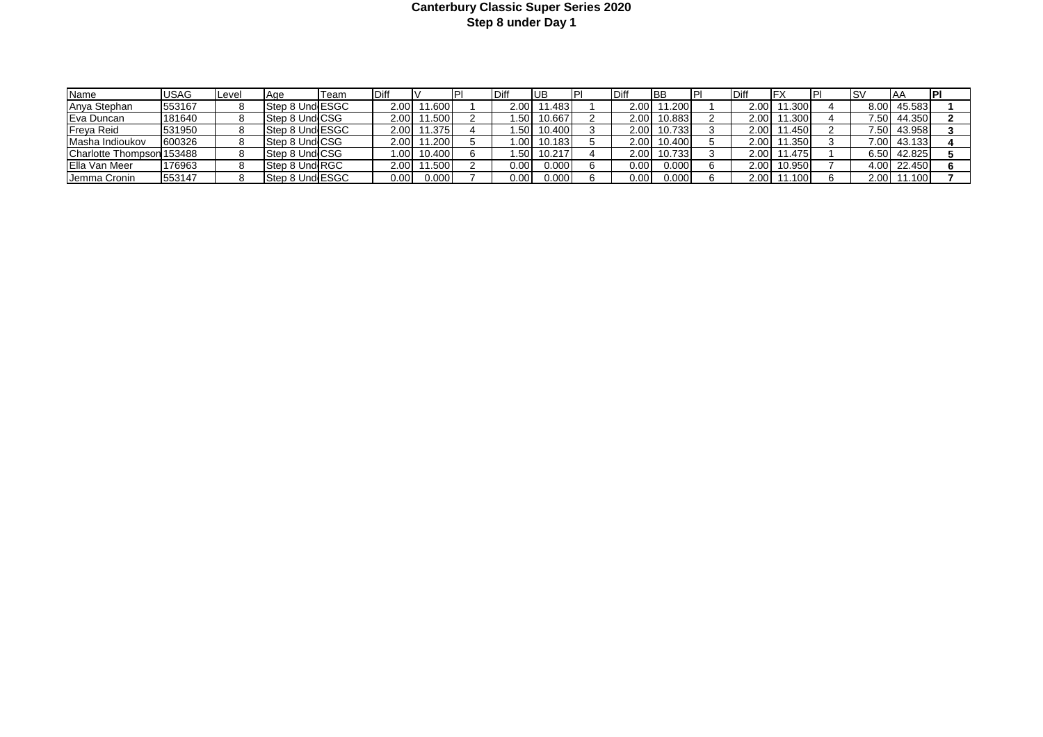**Canterbury Classic Super Series 2020**
**Step 8 under Day 1**

| Name | USAG | Level | Age | Team | Diff | V | Pl | Diff | UB | Pl | Diff | BB | Pl | Diff | FX | Pl | SV | AA | Pl |
|---|---|---|---|---|---|---|---|---|---|---|---|---|---|---|---|---|---|---|---|
| Anya Stephan | 553167 | 8 | Step 8 Und | ESGC | 2.00 | 11.600 | 1 | 2.00 | 11.483 | 1 | 2.00 | 11.200 | 1 | 2.00 | 11.300 | 4 | 8.00 | 45.583 | **1** |
| Eva Duncan | 181640 | 8 | Step 8 Und | CSG | 2.00 | 11.500 | 2 | 1.50 | 10.667 | 2 | 2.00 | 10.883 | 2 | 2.00 | 11.300 | 4 | 7.50 | 44.350 | **2** |
| Freya Reid | 531950 | 8 | Step 8 Und | ESGC | 2.00 | 11.375 | 4 | 1.50 | 10.400 | 3 | 2.00 | 10.733 | 3 | 2.00 | 11.450 | 2 | 7.50 | 43.958 | **3** |
| Masha Indioukov | 600326 | 8 | Step 8 Und | CSG | 2.00 | 11.200 | 5 | 1.00 | 10.183 | 5 | 2.00 | 10.400 | 5 | 2.00 | 11.350 | 3 | 7.00 | 43.133 | **4** |
| Charlotte Thompson | 153488 | 8 | Step 8 Und | CSG | 1.00 | 10.400 | 6 | 1.50 | 10.217 | 4 | 2.00 | 10.733 | 3 | 2.00 | 11.475 | 1 | 6.50 | 42.825 | **5** |
| Ella Van Meer | 176963 | 8 | Step 8 Und | RGC | 2.00 | 11.500 | 2 | 0.00 | 0.000 | 6 | 0.00 | 0.000 | 6 | 2.00 | 10.950 | 7 | 4.00 | 22.450 | **6** |
| Jemma Cronin | 553147 | 8 | Step 8 Und | ESGC | 0.00 | 0.000 | 7 | 0.00 | 0.000 | 6 | 0.00 | 0.000 | 6 | 2.00 | 11.100 | 6 | 2.00 | 11.100 | **7** |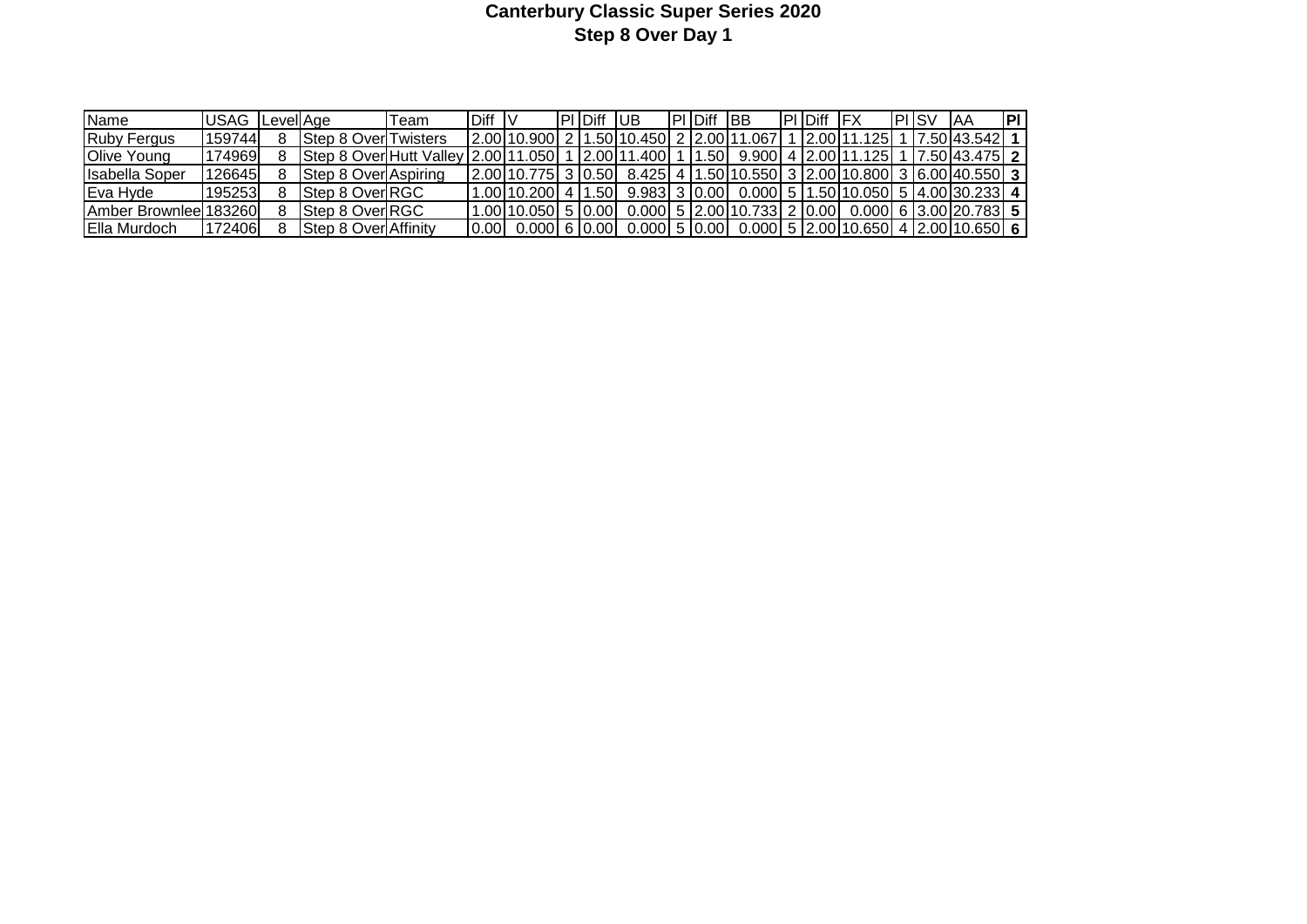**Canterbury Classic Super Series 2020**
**Step 8 Over Day 1**

| Name | USAG | Level | Age | Team | Diff | V | Pl | Diff | UB | Pl | Diff | BB | Pl | Diff | FX | Pl | SV | AA | Pl |
|---|---|---|---|---|---|---|---|---|---|---|---|---|---|---|---|---|---|---|---|
| Ruby Fergus | 159744 | 8 | Step 8 Over | Twisters | 2.00 | 10.900 | 2 | 1.50 | 10.450 | 2 | 2.00 | 11.067 | 1 | 2.00 | 11.125 | 1 | 7.50 | 43.542 | **1** |
| Olive Young | 174969 | 8 | Step 8 Over | Hutt Valley | 2.00 | 11.050 | 1 | 2.00 | 11.400 | 1 | 1.50 | 9.900 | 4 | 2.00 | 11.125 | 1 | 7.50 | 43.475 | **2** |
| Isabella Soper | 126645 | 8 | Step 8 Over | Aspiring | 2.00 | 10.775 | 3 | 0.50 | 8.425 | 4 | 1.50 | 10.550 | 3 | 2.00 | 10.800 | 3 | 6.00 | 40.550 | **3** |
| Eva Hyde | 195253 | 8 | Step 8 Over | RGC | 1.00 | 10.200 | 4 | 1.50 | 9.983 | 3 | 0.00 | 0.000 | 5 | 1.50 | 10.050 | 5 | 4.00 | 30.233 | **4** |
| Amber Brownlee | 183260 | 8 | Step 8 Over | RGC | 1.00 | 10.050 | 5 | 0.00 | 0.000 | 5 | 2.00 | 10.733 | 2 | 0.00 | 0.000 | 6 | 3.00 | 20.783 | **5** |
| Ella Murdoch | 172406 | 8 | Step 8 Over | Affinity | 0.00 | 0.000 | 6 | 0.00 | 0.000 | 5 | 0.00 | 0.000 | 5 | 2.00 | 10.650 | 4 | 2.00 | 10.650 | **6** |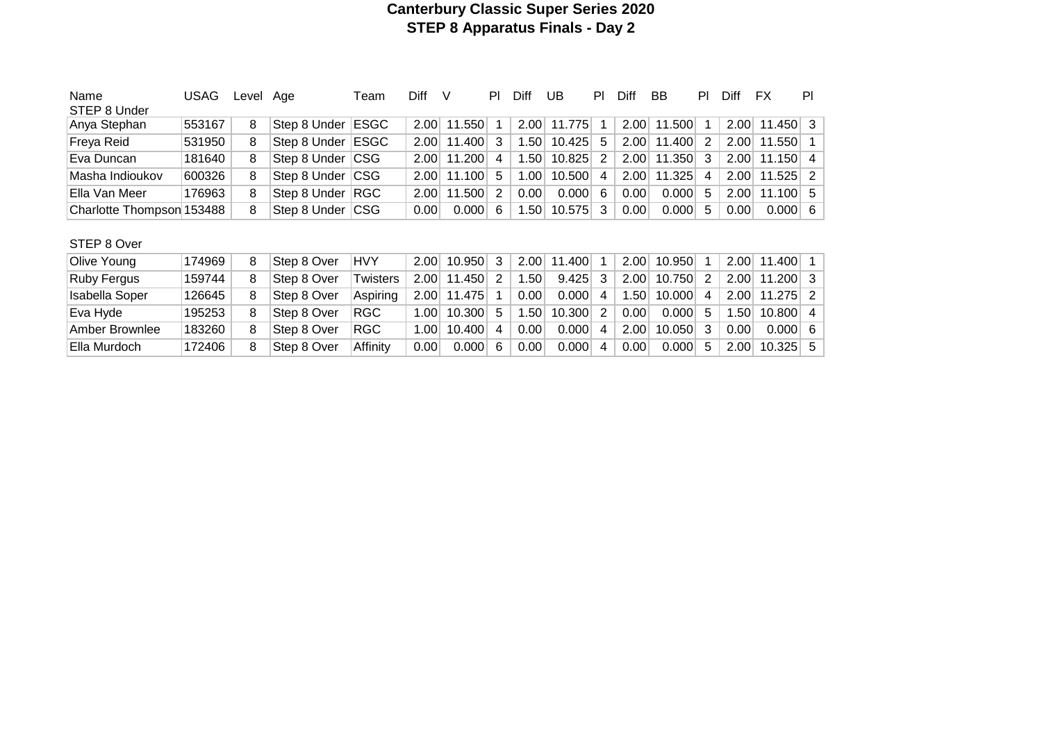# Canterbury Classic Super Series 2020

## STEP 8 Apparatus Finals - Day 2

| Name | USAG | Level | Age | Team | Diff | V | Pl | Diff | UB | Pl | Diff | BB | Pl | Diff | FX | Pl |
|---|---|---|---|---|---|---|---|---|---|---|---|---|---|---|---|---|
| STEP 8 Under | | | | | | | | | | | | | | | | |
| Anya Stephan | 553167 | 8 | Step 8 Under | ESGC | 2.00 | 11.550 | 1 | 2.00 | 11.775 | 1 | 2.00 | 11.500 | 1 | 2.00 | 11.450 | 3 |
| Freya Reid | 531950 | 8 | Step 8 Under | ESGC | 2.00 | 11.400 | 3 | 1.50 | 10.425 | 5 | 2.00 | 11.400 | 2 | 2.00 | 11.550 | 1 |
| Eva Duncan | 181640 | 8 | Step 8 Under | CSG | 2.00 | 11.200 | 4 | 1.50 | 10.825 | 2 | 2.00 | 11.350 | 3 | 2.00 | 11.150 | 4 |
| Masha Indioukov | 600326 | 8 | Step 8 Under | CSG | 2.00 | 11.100 | 5 | 1.00 | 10.500 | 4 | 2.00 | 11.325 | 4 | 2.00 | 11.525 | 2 |
| Ella Van Meer | 176963 | 8 | Step 8 Under | RGC | 2.00 | 11.500 | 2 | 0.00 | 0.000 | 6 | 0.00 | 0.000 | 5 | 2.00 | 11.100 | 5 |
| Charlotte Thompson | 153488 | 8 | Step 8 Under | CSG | 0.00 | 0.000 | 6 | 1.50 | 10.575 | 3 | 0.00 | 0.000 | 5 | 0.00 | 0.000 | 6 |
| STEP 8 Over | | | | | | | | | | | | | | | | |
| Olive Young | 174969 | 8 | Step 8 Over | HVY | 2.00 | 10.950 | 3 | 2.00 | 11.400 | 1 | 2.00 | 10.950 | 1 | 2.00 | 11.400 | 1 |
| Ruby Fergus | 159744 | 8 | Step 8 Over | Twisters | 2.00 | 11.450 | 2 | 1.50 | 9.425 | 3 | 2.00 | 10.750 | 2 | 2.00 | 11.200 | 3 |
| Isabella Soper | 126645 | 8 | Step 8 Over | Aspiring | 2.00 | 11.475 | 1 | 0.00 | 0.000 | 4 | 1.50 | 10.000 | 4 | 2.00 | 11.275 | 2 |
| Eva Hyde | 195253 | 8 | Step 8 Over | RGC | 1.00 | 10.300 | 5 | 1.50 | 10.300 | 2 | 0.00 | 0.000 | 5 | 1.50 | 10.800 | 4 |
| Amber Brownlee | 183260 | 8 | Step 8 Over | RGC | 1.00 | 10.400 | 4 | 0.00 | 0.000 | 4 | 2.00 | 10.050 | 3 | 0.00 | 0.000 | 6 |
| Ella Murdoch | 172406 | 8 | Step 8 Over | Affinity | 0.00 | 0.000 | 6 | 0.00 | 0.000 | 4 | 0.00 | 0.000 | 5 | 2.00 | 10.325 | 5 |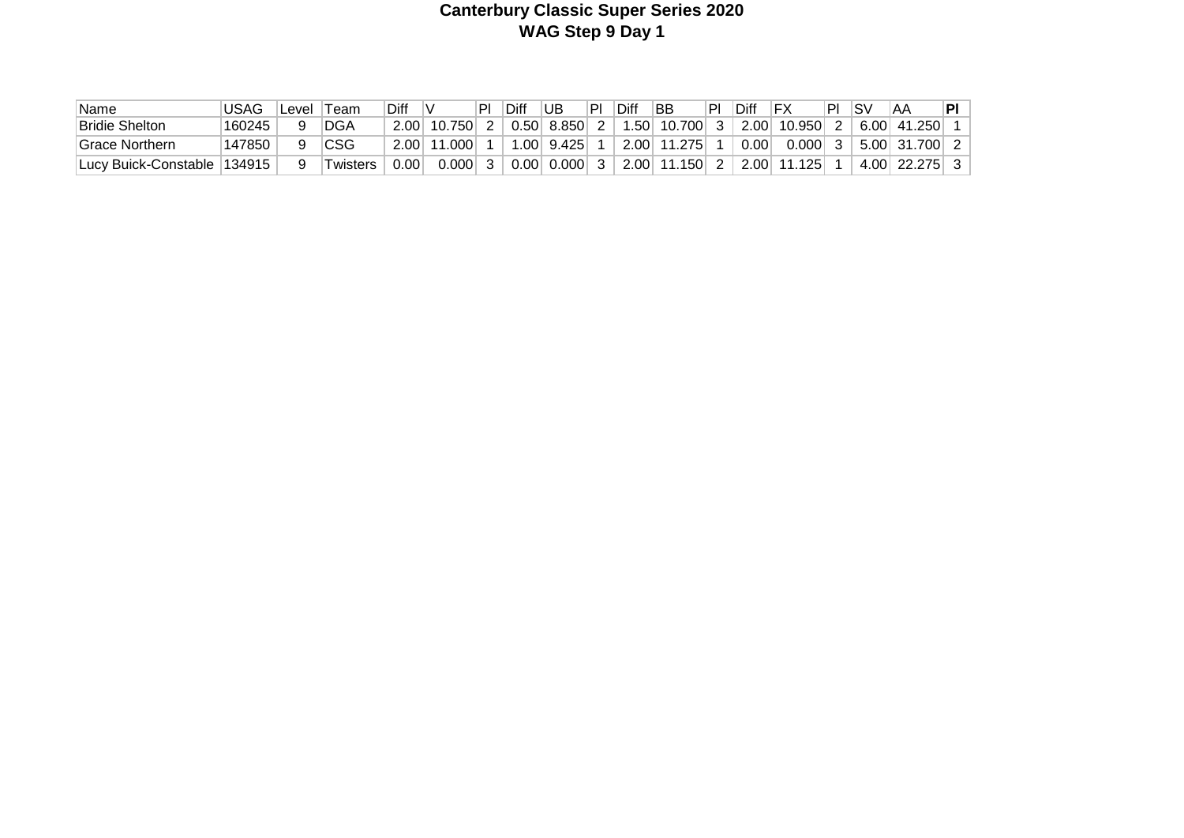# Canterbury Classic Super Series 2020

## WAG Step 9 Day 1

| Name | USAG | Level | Team | Diff | V | Pl | Diff | UB | Pl | Diff | BB | Pl | Diff | FX | Pl | SV | AA | **Pl** |
|---|---|---|---|---|---|---|---|---|---|---|---|---|---|---|---|---|---|---|
| Bridie Shelton | 160245 | 9 | DGA | 2.00 | 10.750 | 2 | 0.50 | 8.850 | 2 | 1.50 | 10.700 | 3 | 2.00 | 10.950 | 2 | 6.00 | 41.250 | 1 |
| Grace Northern | 147850 | 9 | CSG | 2.00 | 11.000 | 1 | 1.00 | 9.425 | 1 | 2.00 | 11.275 | 1 | 0.00 | 0.000 | 3 | 5.00 | 31.700 | 2 |
| Lucy Buick-Constable | 134915 | 9 | Twisters | 0.00 | 0.000 | 3 | 0.00 | 0.000 | 3 | 2.00 | 11.150 | 2 | 2.00 | 11.125 | 1 | 4.00 | 22.275 | 3 |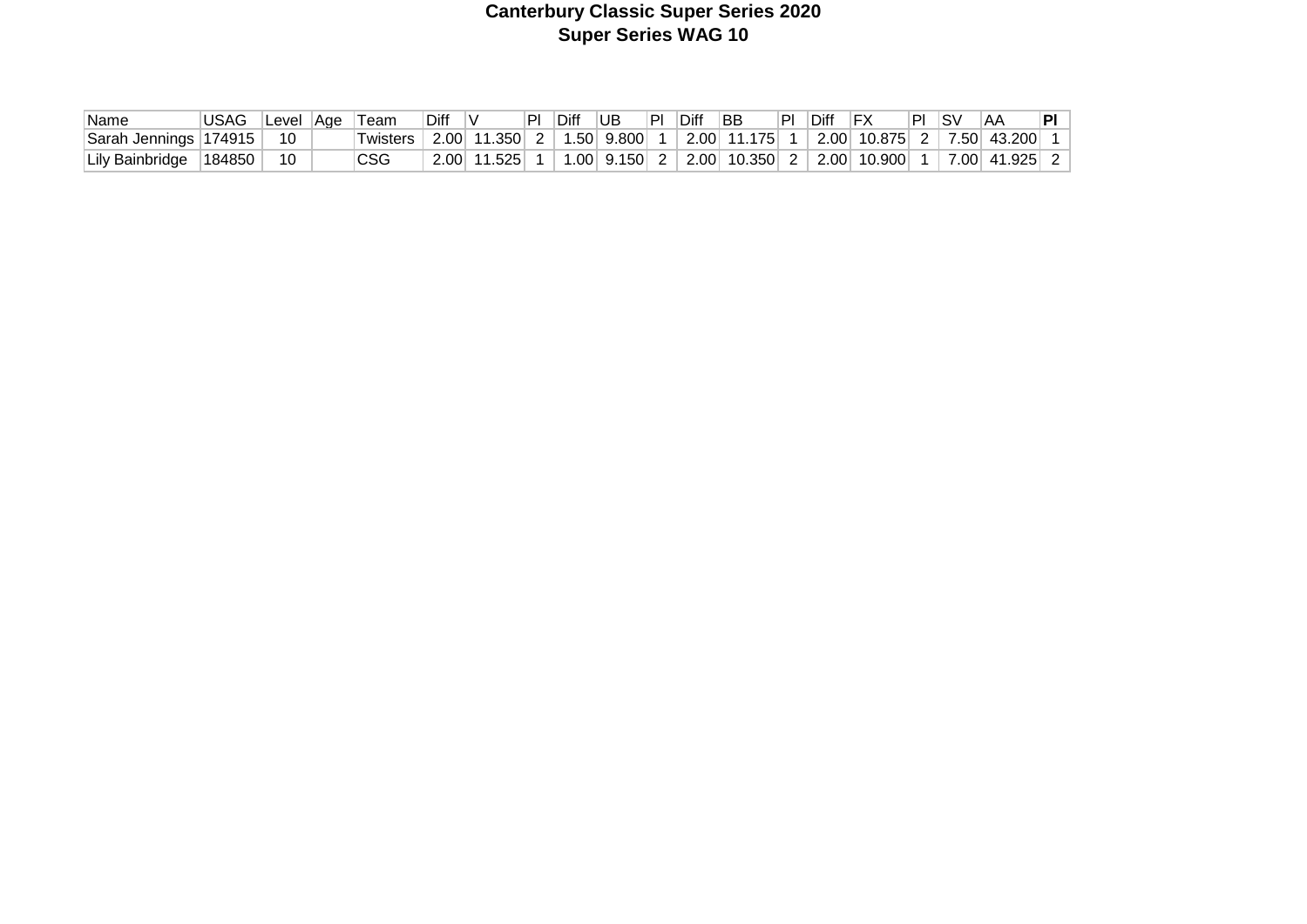# Canterbury Classic Super Series 2020
## Super Series WAG 10

| Name | USAG | Level | Age | Team | Diff | V | Pl | Diff | UB | Pl | Diff | BB | Pl | Diff | FX | Pl | SV | AA | **Pl** |
|---|---|---|---|---|---|---|---|---|---|---|---|---|---|---|---|---|---|---|---|
| Sarah Jennings | 174915 | 10 | | Twisters | 2.00 | 11.350 | 2 | 1.50 | 9.800 | 1 | 2.00 | 11.175 | 1 | 2.00 | 10.875 | 2 | 7.50 | 43.200 | 1 |
| Lily Bainbridge | 184850 | 10 | | CSG | 2.00 | 11.525 | 1 | 1.00 | 9.150 | 2 | 2.00 | 10.350 | 2 | 2.00 | 10.900 | 1 | 7.00 | 41.925 | 2 |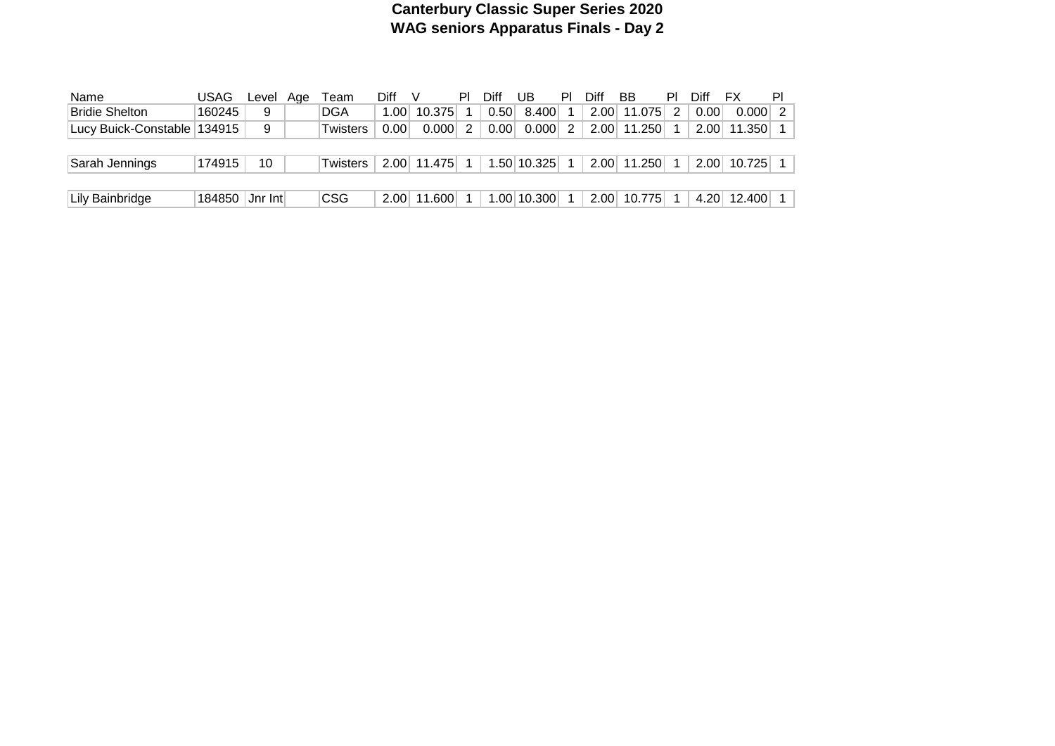# Canterbury Classic Super Series 2020
## WAG seniors Apparatus Finals - Day 2

| Name | USAG | Level | Age | Team | Diff | V | Pl | Diff | UB | Pl | Diff | BB | Pl | Diff | FX | Pl |
|---|---|---|---|---|---|---|---|---|---|---|---|---|---|---|---|---|
| Bridie Shelton | 160245 | 9 | | DGA | 1.00 | 10.375 | 1 | 0.50 | 8.400 | 1 | 2.00 | 11.075 | 2 | 0.00 | 0.000 | 2 |
| Lucy Buick-Constable | 134915 | 9 | | Twisters | 0.00 | 0.000 | 2 | 0.00 | 0.000 | 2 | 2.00 | 11.250 | 1 | 2.00 | 11.350 | 1 |
| | | | | | | | | | | | | | | | | |
| Sarah Jennings | 174915 | 10 | | Twisters | 2.00 | 11.475 | 1 | 1.50 | 10.325 | 1 | 2.00 | 11.250 | 1 | 2.00 | 10.725 | 1 |
| | | | | | | | | | | | | | | | | |
| Lily Bainbridge | 184850 | Jnr Int | | CSG | 2.00 | 11.600 | 1 | 1.00 | 10.300 | 1 | 2.00 | 10.775 | 1 | 4.20 | 12.400 | 1 |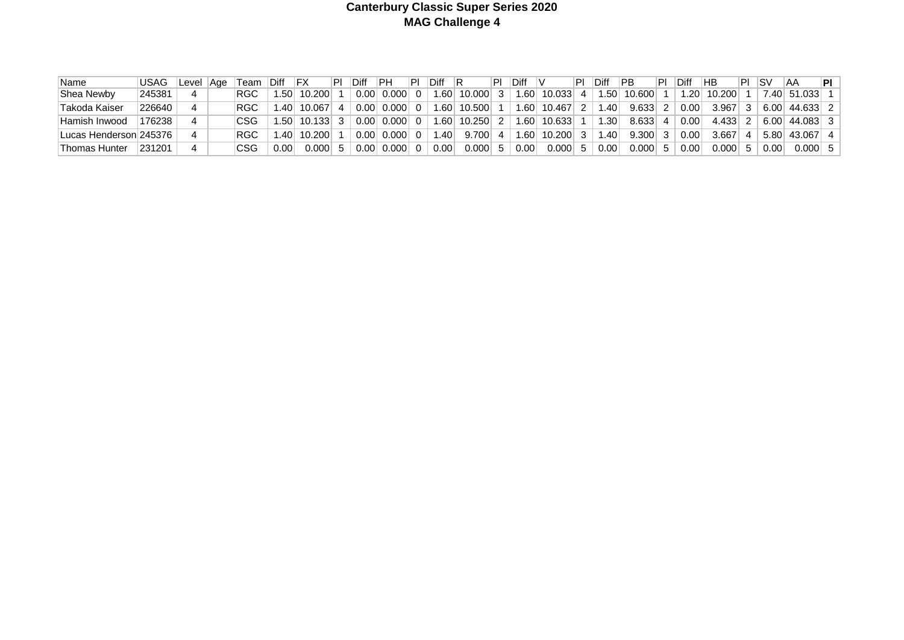# Canterbury Classic Super Series 2020

## MAG Challenge 4

| Name | USAG | Level | Age | Team | Diff | FX | Pl | Diff | PH | Pl | Diff | R | Pl | Diff | V | Pl | Diff | PB | Pl | Diff | HB | Pl | SV | AA | **Pl** |
|---|---|---|---|---|---|---|---|---|---|---|---|---|---|---|---|---|---|---|---|---|---|---|---|---|---|
| Shea Newby | 245381 | 4 | | RGC | 1.50 | 10.200 | 1 | 0.00 | 0.000 | 0 | 1.60 | 10.000 | 3 | 1.60 | 10.033 | 4 | 1.50 | 10.600 | 1 | 1.20 | 10.200 | 1 | 7.40 | 51.033 | 1 |
| Takoda Kaiser | 226640 | 4 | | RGC | 1.40 | 10.067 | 4 | 0.00 | 0.000 | 0 | 1.60 | 10.500 | 1 | 1.60 | 10.467 | 2 | 1.40 | 9.633 | 2 | 0.00 | 3.967 | 3 | 6.00 | 44.633 | 2 |
| Hamish Inwood | 176238 | 4 | | CSG | 1.50 | 10.133 | 3 | 0.00 | 0.000 | 0 | 1.60 | 10.250 | 2 | 1.60 | 10.633 | 1 | 1.30 | 8.633 | 4 | 0.00 | 4.433 | 2 | 6.00 | 44.083 | 3 |
| Lucas Henderson | 245376 | 4 | | RGC | 1.40 | 10.200 | 1 | 0.00 | 0.000 | 0 | 1.40 | 9.700 | 4 | 1.60 | 10.200 | 3 | 1.40 | 9.300 | 3 | 0.00 | 3.667 | 4 | 5.80 | 43.067 | 4 |
| Thomas Hunter | 231201 | 4 | | CSG | 0.00 | 0.000 | 5 | 0.00 | 0.000 | 0 | 0.00 | 0.000 | 5 | 0.00 | 0.000 | 5 | 0.00 | 0.000 | 5 | 0.00 | 0.000 | 5 | 0.00 | 0.000 | 5 |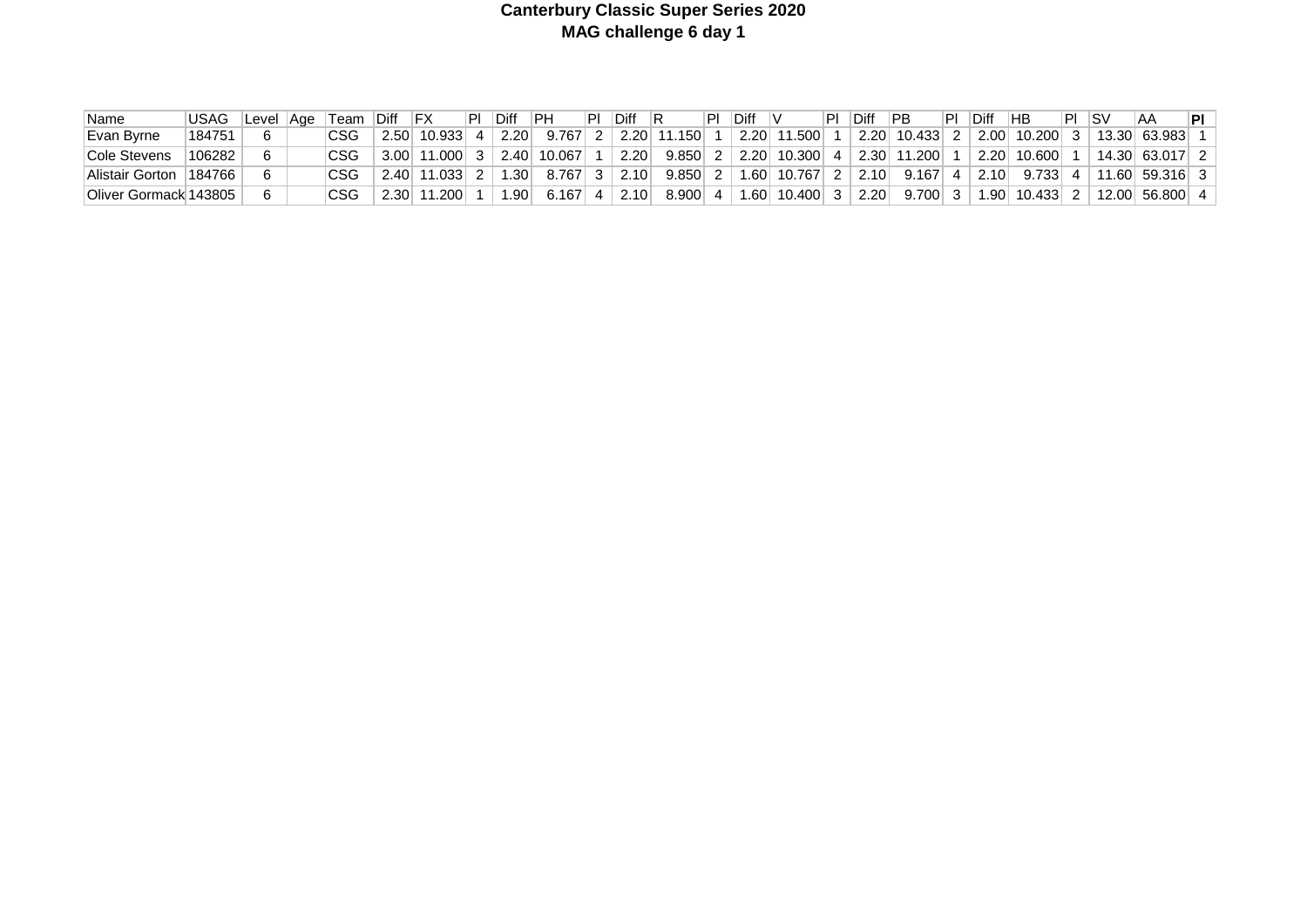# Canterbury Classic Super Series 2020

## MAG challenge 6 day 1

| Name | USAG | Level | Age | Team | Diff | FX | Pl | Diff | PH | Pl | Diff | R | Pl | Diff | V | Pl | Diff | PB | Pl | Diff | HB | Pl | SV | AA | **Pl** |
|---|---|---|---|---|---|---|---|---|---|---|---|---|---|---|---|---|---|---|---|---|---|---|---|---|---|
| Evan Byrne | 184751 | 6 | | CSG | 2.50 | 10.933 | 4 | 2.20 | 9.767 | 2 | 2.20 | 11.150 | 1 | 2.20 | 11.500 | 1 | 2.20 | 10.433 | 2 | 2.00 | 10.200 | 3 | 13.30 | 63.983 | 1 |
| Cole Stevens | 106282 | 6 | | CSG | 3.00 | 11.000 | 3 | 2.40 | 10.067 | 1 | 2.20 | 9.850 | 2 | 2.20 | 10.300 | 4 | 2.30 | 11.200 | 1 | 2.20 | 10.600 | 1 | 14.30 | 63.017 | 2 |
| Alistair Gorton | 184766 | 6 | | CSG | 2.40 | 11.033 | 2 | 1.30 | 8.767 | 3 | 2.10 | 9.850 | 2 | 1.60 | 10.767 | 2 | 2.10 | 9.167 | 4 | 2.10 | 9.733 | 4 | 11.60 | 59.316 | 3 |
| Oliver Gormack | 143805 | 6 | | CSG | 2.30 | 11.200 | 1 | 1.90 | 6.167 | 4 | 2.10 | 8.900 | 4 | 1.60 | 10.400 | 3 | 2.20 | 9.700 | 3 | 1.90 | 10.433 | 2 | 12.00 | 56.800 | 4 |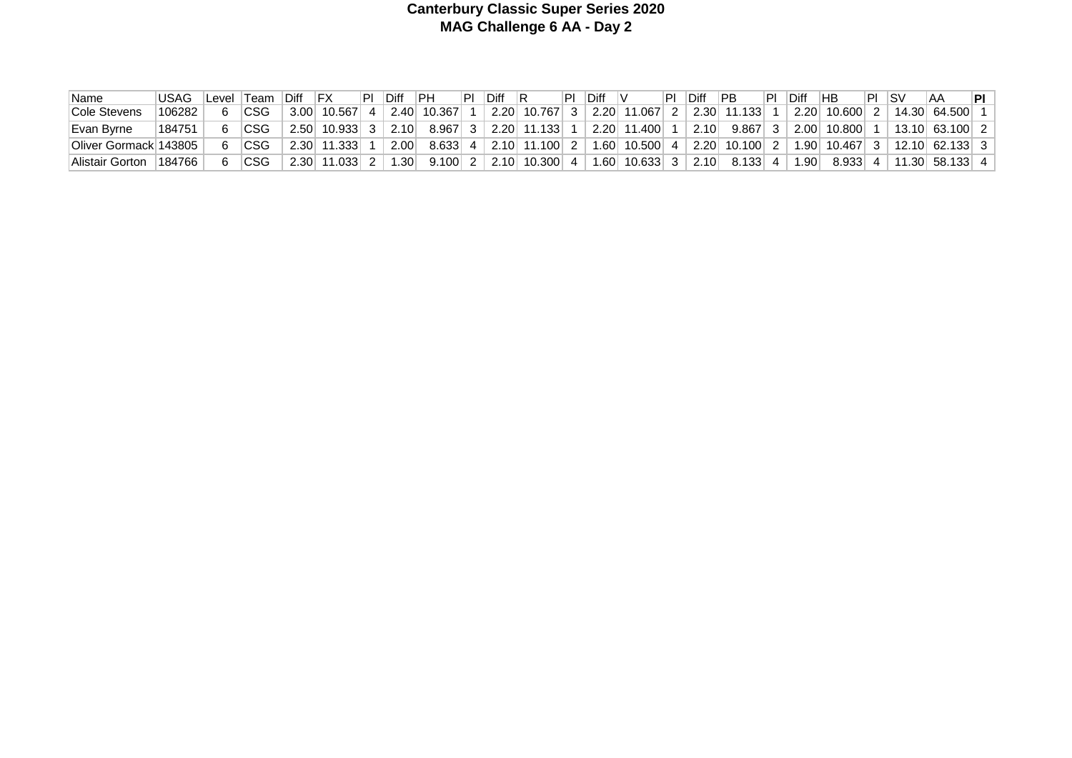# Canterbury Classic Super Series 2020
## MAG Challenge 6 AA - Day 2

| Name | USAG | Level | Team | Diff | FX | Pl | Diff | PH | Pl | Diff | R | Pl | Diff | V | Pl | Diff | PB | Pl | Diff | HB | Pl | SV | AA | **Pl** |
|---|---|---|---|---|---|---|---|---|---|---|---|---|---|---|---|---|---|---|---|---|---|---|---|---|
| Cole Stevens | 106282 | 6 | CSG | 3.00 | 10.567 | 4 | 2.40 | 10.367 | 1 | 2.20 | 10.767 | 3 | 2.20 | 11.067 | 2 | 2.30 | 11.133 | 1 | 2.20 | 10.600 | 2 | 14.30 | 64.500 | 1 |
| Evan Byrne | 184751 | 6 | CSG | 2.50 | 10.933 | 3 | 2.10 | 8.967 | 3 | 2.20 | 11.133 | 1 | 2.20 | 11.400 | 1 | 2.10 | 9.867 | 3 | 2.00 | 10.800 | 1 | 13.10 | 63.100 | 2 |
| Oliver Gormack | 143805 | 6 | CSG | 2.30 | 11.333 | 1 | 2.00 | 8.633 | 4 | 2.10 | 11.100 | 2 | 1.60 | 10.500 | 4 | 2.20 | 10.100 | 2 | 1.90 | 10.467 | 3 | 12.10 | 62.133 | 3 |
| Alistair Gorton | 184766 | 6 | CSG | 2.30 | 11.033 | 2 | 1.30 | 9.100 | 2 | 2.10 | 10.300 | 4 | 1.60 | 10.633 | 3 | 2.10 | 8.133 | 4 | 1.90 | 8.933 | 4 | 11.30 | 58.133 | 4 |